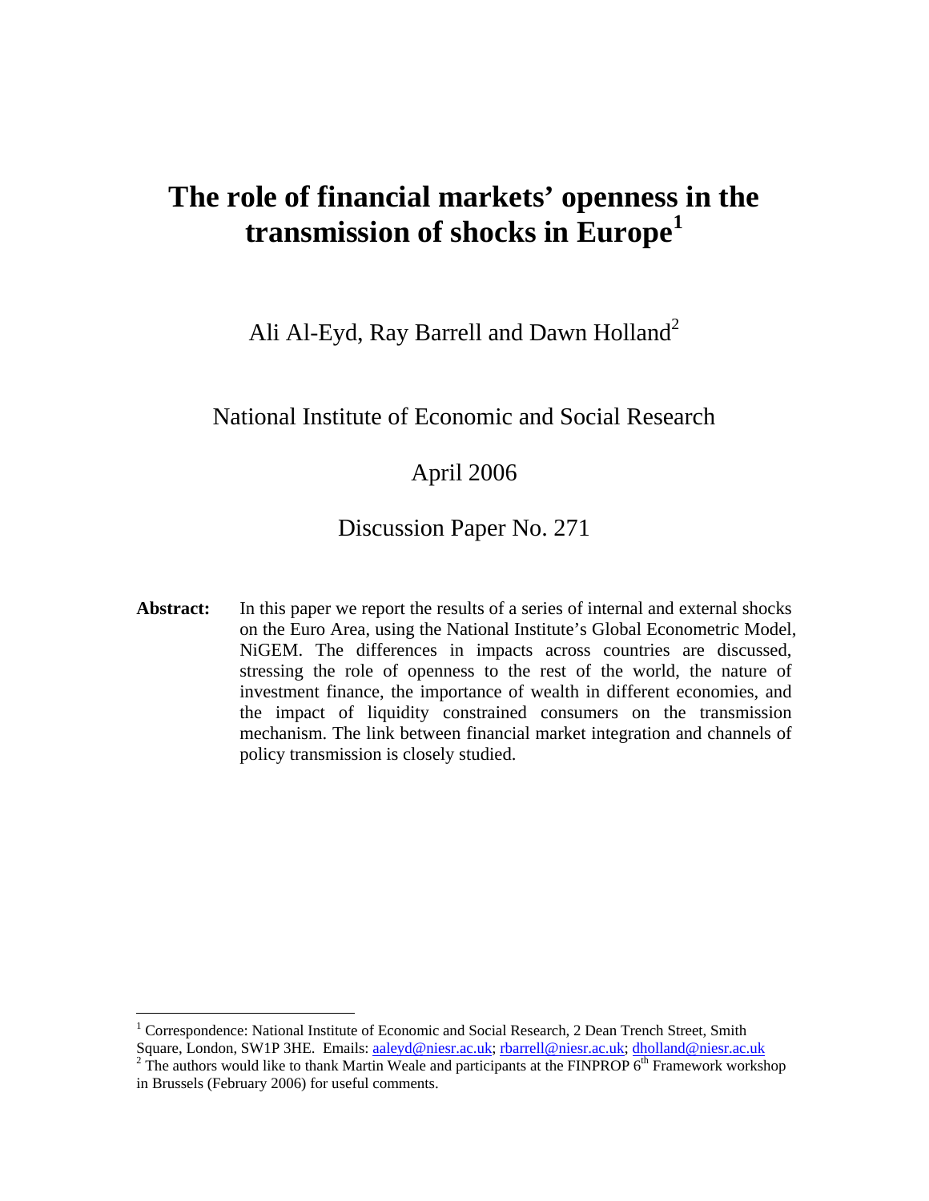# The role of financial markets' openness in the transmission of shocks in Europe[1]

Ali Al-Eyd, Ray Barrell and Dawn Holland[2]

National Institute of Economic and Social Research

April 2006

Discussion Paper No. 271

**Abstract:** In this paper we report the results of a series of internal and external shocks on the Euro Area, using the National Institute's Global Econometric Model, NiGEM. The differences in impacts across countries are discussed, stressing the role of openness to the rest of the world, the nature of investment finance, the importance of wealth in different economies, and the impact of liquidity constrained consumers on the transmission mechanism. The link between financial market integration and channels of policy transmission is closely studied.

---

[1] Correspondence: National Institute of Economic and Social Research, 2 Dean Trench Street, Smith Square, London, SW1P 3HE. Emails: aaleyd@niesr.ac.uk; rbarrell@niesr.ac.uk; dholland@niesr.ac.uk

[2] The authors would like to thank Martin Weale and participants at the FINPROP 6th Framework workshop in Brussels (February 2006) for useful comments.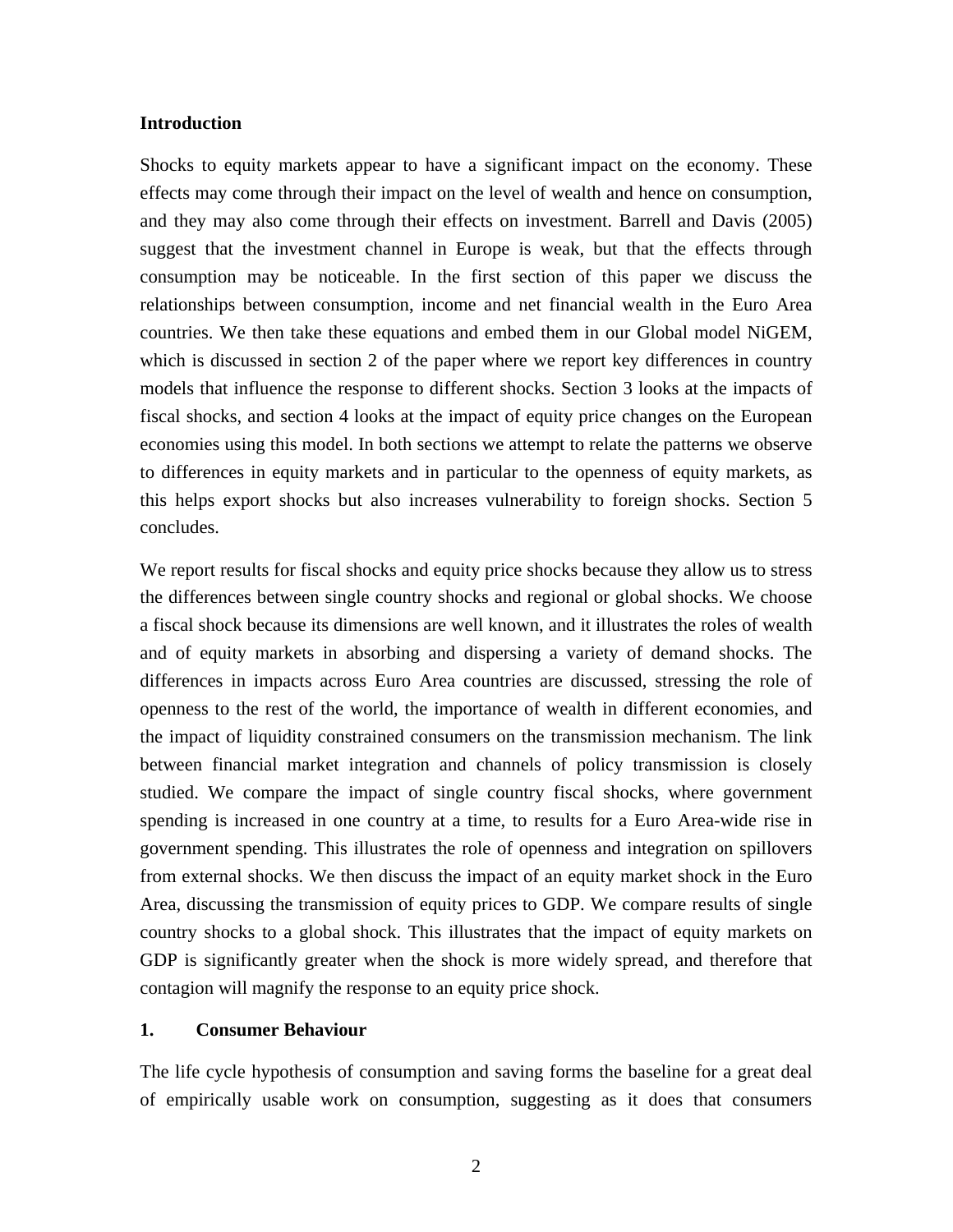**Introduction**

Shocks to equity markets appear to have a significant impact on the economy. These effects may come through their impact on the level of wealth and hence on consumption, and they may also come through their effects on investment. Barrell and Davis (2005) suggest that the investment channel in Europe is weak, but that the effects through consumption may be noticeable. In the first section of this paper we discuss the relationships between consumption, income and net financial wealth in the Euro Area countries. We then take these equations and embed them in our Global model NiGEM, which is discussed in section 2 of the paper where we report key differences in country models that influence the response to different shocks. Section 3 looks at the impacts of fiscal shocks, and section 4 looks at the impact of equity price changes on the European economies using this model. In both sections we attempt to relate the patterns we observe to differences in equity markets and in particular to the openness of equity markets, as this helps export shocks but also increases vulnerability to foreign shocks. Section 5 concludes.

We report results for fiscal shocks and equity price shocks because they allow us to stress the differences between single country shocks and regional or global shocks. We choose a fiscal shock because its dimensions are well known, and it illustrates the roles of wealth and of equity markets in absorbing and dispersing a variety of demand shocks. The differences in impacts across Euro Area countries are discussed, stressing the role of openness to the rest of the world, the importance of wealth in different economies, and the impact of liquidity constrained consumers on the transmission mechanism. The link between financial market integration and channels of policy transmission is closely studied. We compare the impact of single country fiscal shocks, where government spending is increased in one country at a time, to results for a Euro Area-wide rise in government spending. This illustrates the role of openness and integration on spillovers from external shocks. We then discuss the impact of an equity market shock in the Euro Area, discussing the transmission of equity prices to GDP. We compare results of single country shocks to a global shock. This illustrates that the impact of equity markets on GDP is significantly greater when the shock is more widely spread, and therefore that contagion will magnify the response to an equity price shock.

## 1. Consumer Behaviour

The life cycle hypothesis of consumption and saving forms the baseline for a great deal of empirically usable work on consumption, suggesting as it does that consumers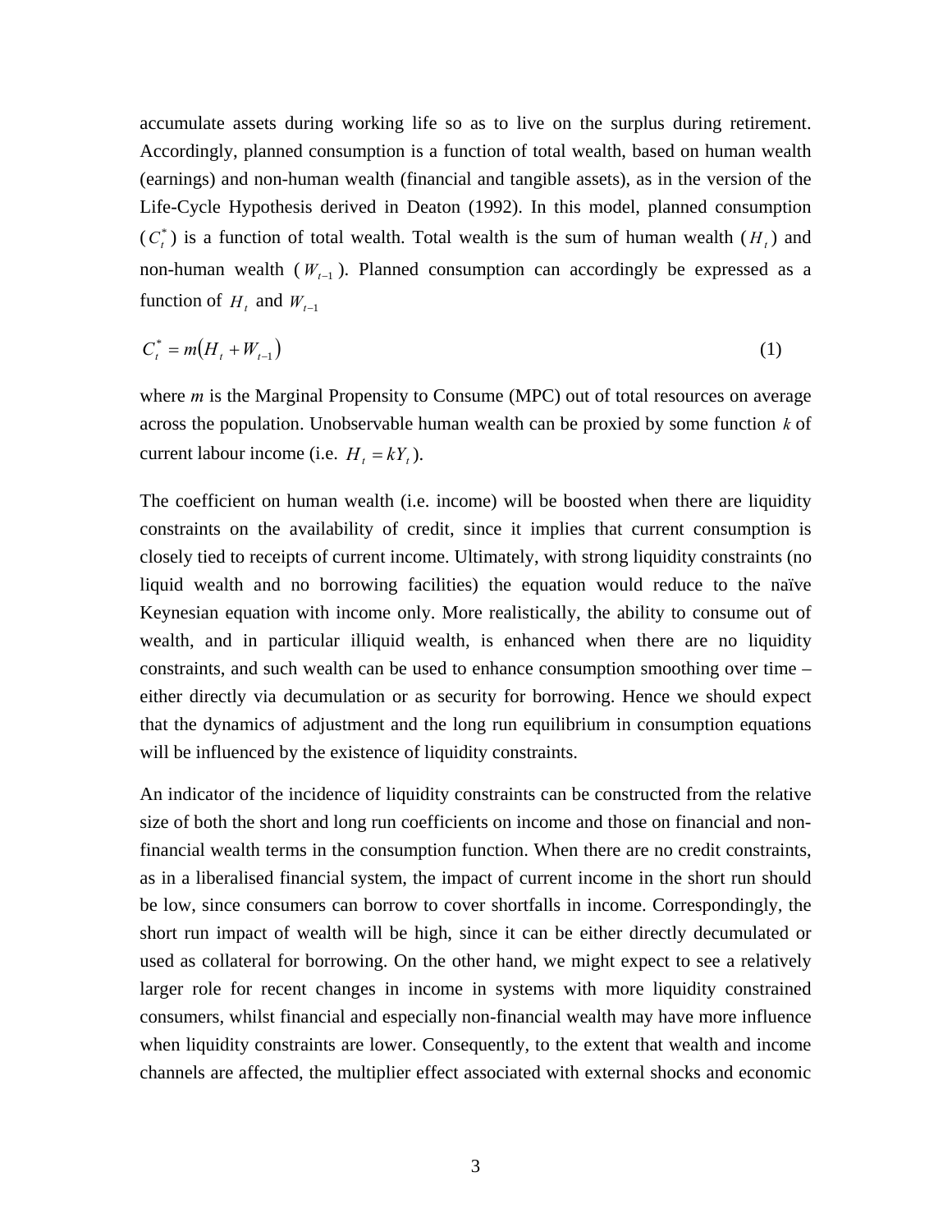accumulate assets during working life so as to live on the surplus during retirement. Accordingly, planned consumption is a function of total wealth, based on human wealth (earnings) and non-human wealth (financial and tangible assets), as in the version of the Life-Cycle Hypothesis derived in Deaton (1992). In this model, planned consumption ($C_t^*$) is a function of total wealth. Total wealth is the sum of human wealth ($H_t$) and non-human wealth ($W_{t-1}$). Planned consumption can accordingly be expressed as a function of $H_t$ and $W_{t-1}$

$$C_t^* = m(H_t + W_{t-1}) \tag{1}$$

where *m* is the Marginal Propensity to Consume (MPC) out of total resources on average across the population. Unobservable human wealth can be proxied by some function $k$ of current labour income (i.e. $H_t = kY_t$).

The coefficient on human wealth (i.e. income) will be boosted when there are liquidity constraints on the availability of credit, since it implies that current consumption is closely tied to receipts of current income. Ultimately, with strong liquidity constraints (no liquid wealth and no borrowing facilities) the equation would reduce to the naïve Keynesian equation with income only. More realistically, the ability to consume out of wealth, and in particular illiquid wealth, is enhanced when there are no liquidity constraints, and such wealth can be used to enhance consumption smoothing over time – either directly via decumulation or as security for borrowing. Hence we should expect that the dynamics of adjustment and the long run equilibrium in consumption equations will be influenced by the existence of liquidity constraints.

An indicator of the incidence of liquidity constraints can be constructed from the relative size of both the short and long run coefficients on income and those on financial and non-financial wealth terms in the consumption function. When there are no credit constraints, as in a liberalised financial system, the impact of current income in the short run should be low, since consumers can borrow to cover shortfalls in income. Correspondingly, the short run impact of wealth will be high, since it can be either directly decumulated or used as collateral for borrowing. On the other hand, we might expect to see a relatively larger role for recent changes in income in systems with more liquidity constrained consumers, whilst financial and especially non-financial wealth may have more influence when liquidity constraints are lower. Consequently, to the extent that wealth and income channels are affected, the multiplier effect associated with external shocks and economic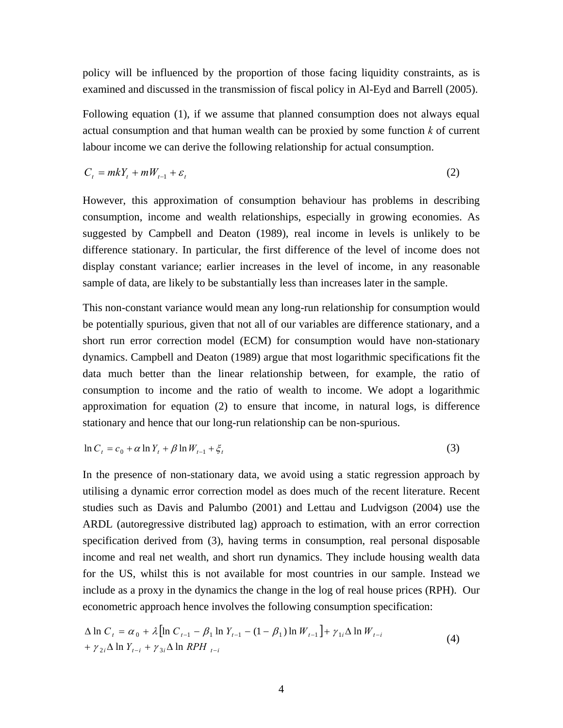policy will be influenced by the proportion of those facing liquidity constraints, as is examined and discussed in the transmission of fiscal policy in Al-Eyd and Barrell (2005).

Following equation (1), if we assume that planned consumption does not always equal actual consumption and that human wealth can be proxied by some function *k* of current labour income we can derive the following relationship for actual consumption.

$$C_t = mkY_t + mW_{t-1} + \varepsilon_t \tag{2}$$

However, this approximation of consumption behaviour has problems in describing consumption, income and wealth relationships, especially in growing economies. As suggested by Campbell and Deaton (1989), real income in levels is unlikely to be difference stationary. In particular, the first difference of the level of income does not display constant variance; earlier increases in the level of income, in any reasonable sample of data, are likely to be substantially less than increases later in the sample.

This non-constant variance would mean any long-run relationship for consumption would be potentially spurious, given that not all of our variables are difference stationary, and a short run error correction model (ECM) for consumption would have non-stationary dynamics. Campbell and Deaton (1989) argue that most logarithmic specifications fit the data much better than the linear relationship between, for example, the ratio of consumption to income and the ratio of wealth to income. We adopt a logarithmic approximation for equation (2) to ensure that income, in natural logs, is difference stationary and hence that our long-run relationship can be non-spurious.

$$\ln C_t = c_0 + \alpha \ln Y_t + \beta \ln W_{t-1} + \xi_t \tag{3}$$

In the presence of non-stationary data, we avoid using a static regression approach by utilising a dynamic error correction model as does much of the recent literature. Recent studies such as Davis and Palumbo (2001) and Lettau and Ludvigson (2004) use the ARDL (autoregressive distributed lag) approach to estimation, with an error correction specification derived from (3), having terms in consumption, real personal disposable income and real net wealth, and short run dynamics. They include housing wealth data for the US, whilst this is not available for most countries in our sample. Instead we include as a proxy in the dynamics the change in the log of real house prices (RPH). Our econometric approach hence involves the following consumption specification:

$$\begin{aligned}\Delta \ln C_t = \alpha_0 + \lambda\left[\ln C_{t-1} - \beta_1 \ln Y_{t-1} - (1-\beta_1)\ln W_{t-1}\right] + \gamma_{1i}\Delta \ln W_{t-i} \\ + \gamma_{2i}\Delta \ln Y_{t-i} + \gamma_{3i}\Delta \ln RPH_{t-i}\end{aligned} \tag{4}$$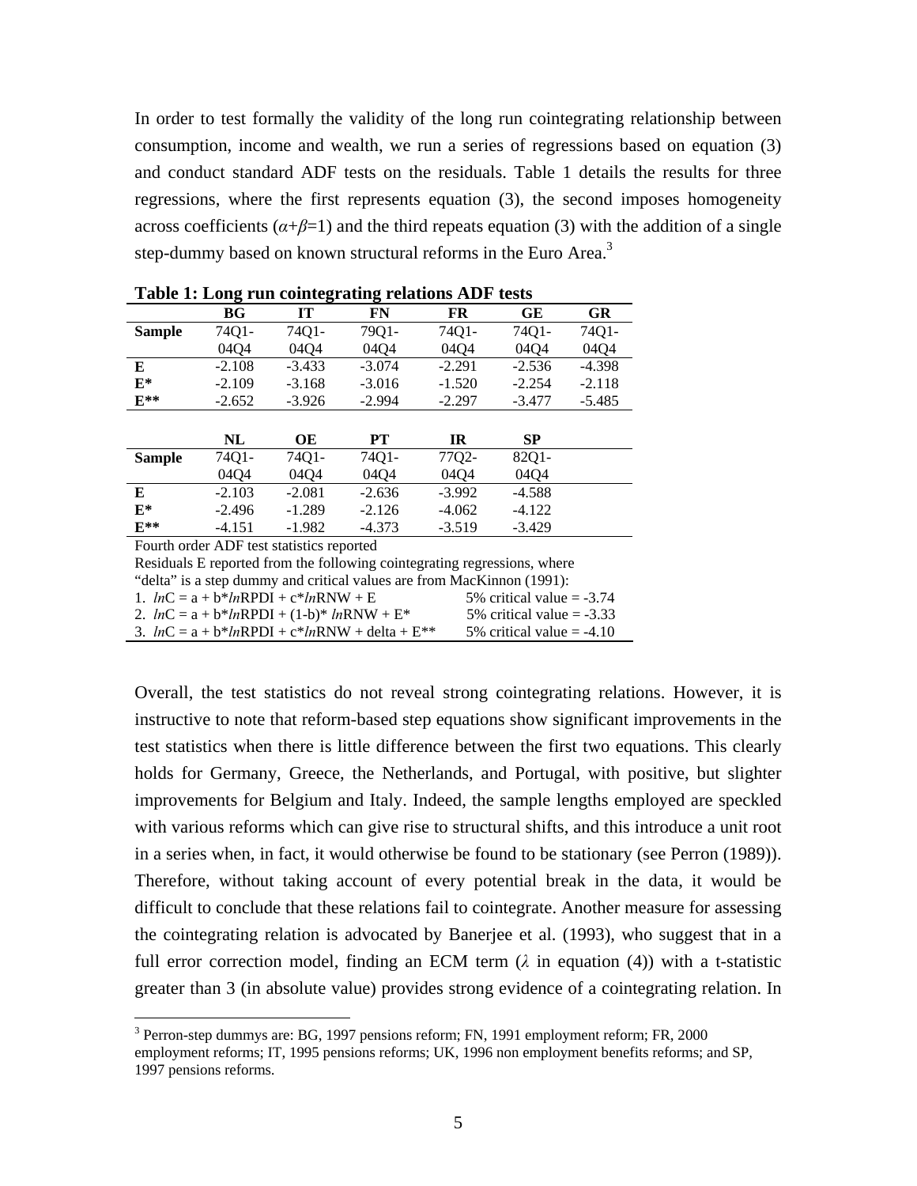In order to test formally the validity of the long run cointegrating relationship between consumption, income and wealth, we run a series of regressions based on equation (3) and conduct standard ADF tests on the residuals. Table 1 details the results for three regressions, where the first represents equation (3), the second imposes homogeneity across coefficients ($\alpha+\beta=1$) and the third repeats equation (3) with the addition of a single step-dummy based on known structural reforms in the Euro Area.[3]

**Table 1: Long run cointegrating relations ADF tests**

| | BG | IT | FN | FR | GE | GR |
|---|---|---|---|---|---|---|
| **Sample** | 74Q1-04Q4 | 74Q1-04Q4 | 79Q1-04Q4 | 74Q1-04Q4 | 74Q1-04Q4 | 74Q1-04Q4 |
| **E** | -2.108 | -3.433 | -3.074 | -2.291 | -2.536 | -4.398 |
| **E*** | -2.109 | -3.168 | -3.016 | -1.520 | -2.254 | -2.118 |
| **E**** | -2.652 | -3.926 | -2.994 | -2.297 | -3.477 | -5.485 |

| | NL | OE | PT | IR | SP |
|---|---|---|---|---|---|
| **Sample** | 74Q1-04Q4 | 74Q1-04Q4 | 74Q1-04Q4 | 77Q2-04Q4 | 82Q1-04Q4 |
| **E** | -2.103 | -2.081 | -2.636 | -3.992 | -4.588 |
| **E*** | -2.496 | -1.289 | -2.126 | -4.062 | -4.122 |
| **E**** | -4.151 | -1.982 | -4.373 | -3.519 | -3.429 |

Fourth order ADF test statistics reported

Residuals E reported from the following cointegrating regressions, where "delta" is a step dummy and critical values are from MacKinnon (1991):

1. $ln\text{C} = a + b*ln\text{RPDI} + c*ln\text{RNW} + E$ 5% critical value = -3.74
2. $ln\text{C} = a + b*ln\text{RPDI} + (1-b)*ln\text{RNW} + E*$ 5% critical value = -3.33
3. $ln\text{C} = a + b*ln\text{RPDI} + c*ln\text{RNW} + \text{delta} + E**$ 5% critical value = -4.10

Overall, the test statistics do not reveal strong cointegrating relations. However, it is instructive to note that reform-based step equations show significant improvements in the test statistics when there is little difference between the first two equations. This clearly holds for Germany, Greece, the Netherlands, and Portugal, with positive, but slighter improvements for Belgium and Italy. Indeed, the sample lengths employed are speckled with various reforms which can give rise to structural shifts, and this introduce a unit root in a series when, in fact, it would otherwise be found to be stationary (see Perron (1989)). Therefore, without taking account of every potential break in the data, it would be difficult to conclude that these relations fail to cointegrate. Another measure for assessing the cointegrating relation is advocated by Banerjee et al. (1993), who suggest that in a full error correction model, finding an ECM term ($\lambda$ in equation (4)) with a t-statistic greater than 3 (in absolute value) provides strong evidence of a cointegrating relation. In

[3] Perron-step dummys are: BG, 1997 pensions reform; FN, 1991 employment reform; FR, 2000 employment reforms; IT, 1995 pensions reforms; UK, 1996 non employment benefits reforms; and SP, 1997 pensions reforms.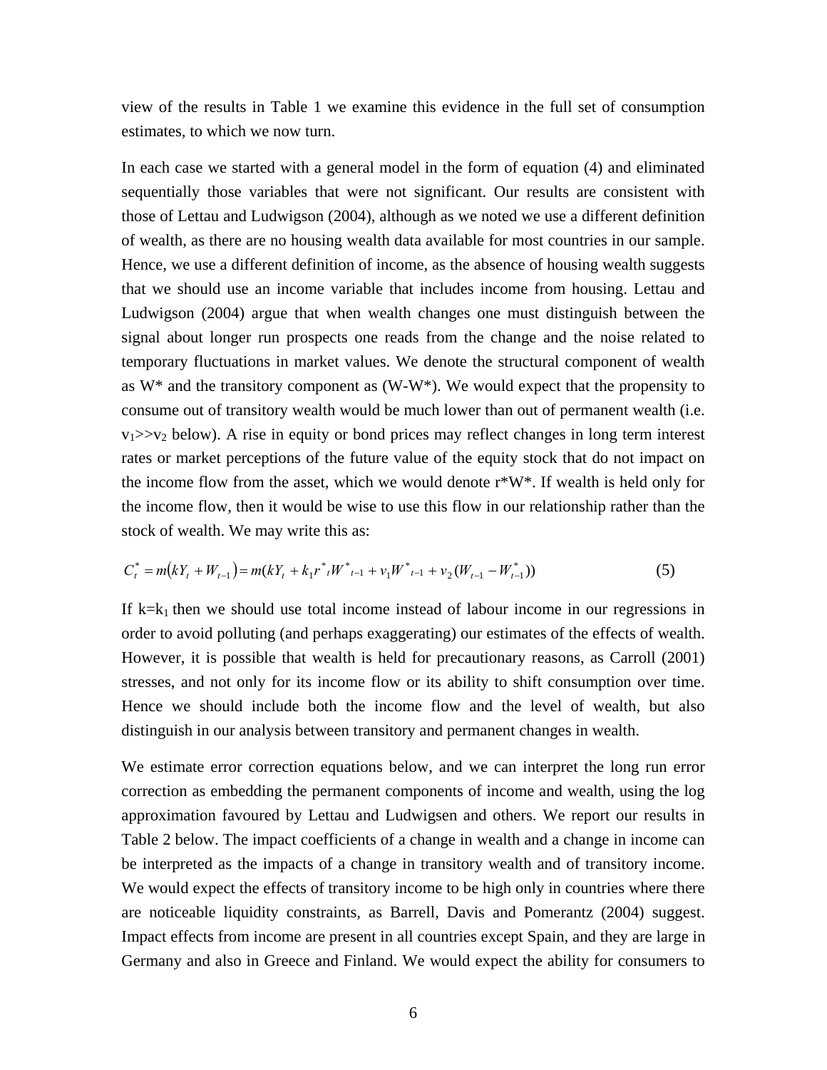view of the results in Table 1 we examine this evidence in the full set of consumption estimates, to which we now turn.

In each case we started with a general model in the form of equation (4) and eliminated sequentially those variables that were not significant. Our results are consistent with those of Lettau and Ludwigson (2004), although as we noted we use a different definition of wealth, as there are no housing wealth data available for most countries in our sample. Hence, we use a different definition of income, as the absence of housing wealth suggests that we should use an income variable that includes income from housing. Lettau and Ludwigson (2004) argue that when wealth changes one must distinguish between the signal about longer run prospects one reads from the change and the noise related to temporary fluctuations in market values. We denote the structural component of wealth as W* and the transitory component as (W-W*). We would expect that the propensity to consume out of transitory wealth would be much lower than out of permanent wealth (i.e. $v_1 >> v_2$ below). A rise in equity or bond prices may reflect changes in long term interest rates or market perceptions of the future value of the equity stock that do not impact on the income flow from the asset, which we would denote r*W*. If wealth is held only for the income flow, then it would be wise to use this flow in our relationship rather than the stock of wealth. We may write this as:

$$C_t^* = m\left(kY_t + W_{t-1}\right) = m(kY_t + k_1 r^*{}_t W^*{}_{t-1} + v_1 W^*{}_{t-1} + v_2 (W_{t-1} - W_{t-1}^*)) \qquad (5)$$

If $k=k_1$ then we should use total income instead of labour income in our regressions in order to avoid polluting (and perhaps exaggerating) our estimates of the effects of wealth. However, it is possible that wealth is held for precautionary reasons, as Carroll (2001) stresses, and not only for its income flow or its ability to shift consumption over time. Hence we should include both the income flow and the level of wealth, but also distinguish in our analysis between transitory and permanent changes in wealth.

We estimate error correction equations below, and we can interpret the long run error correction as embedding the permanent components of income and wealth, using the log approximation favoured by Lettau and Ludwigsen and others. We report our results in Table 2 below. The impact coefficients of a change in wealth and a change in income can be interpreted as the impacts of a change in transitory wealth and of transitory income. We would expect the effects of transitory income to be high only in countries where there are noticeable liquidity constraints, as Barrell, Davis and Pomerantz (2004) suggest. Impact effects from income are present in all countries except Spain, and they are large in Germany and also in Greece and Finland. We would expect the ability for consumers to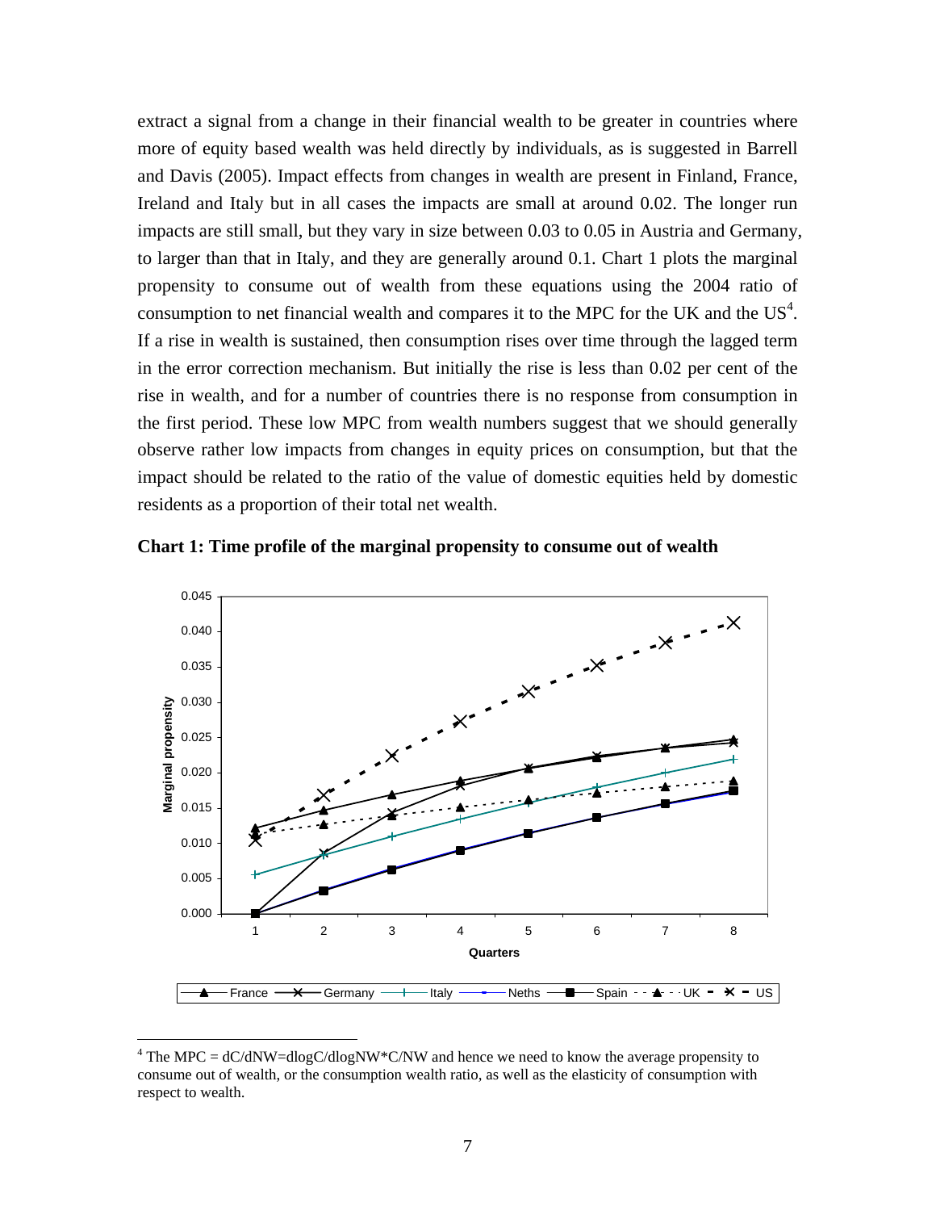extract a signal from a change in their financial wealth to be greater in countries where more of equity based wealth was held directly by individuals, as is suggested in Barrell and Davis (2005). Impact effects from changes in wealth are present in Finland, France, Ireland and Italy but in all cases the impacts are small at around 0.02. The longer run impacts are still small, but they vary in size between 0.03 to 0.05 in Austria and Germany, to larger than that in Italy, and they are generally around 0.1. Chart 1 plots the marginal propensity to consume out of wealth from these equations using the 2004 ratio of consumption to net financial wealth and compares it to the MPC for the UK and the US[4]. If a rise in wealth is sustained, then consumption rises over time through the lagged term in the error correction mechanism. But initially the rise is less than 0.02 per cent of the rise in wealth, and for a number of countries there is no response from consumption in the first period. These low MPC from wealth numbers suggest that we should generally observe rather low impacts from changes in equity prices on consumption, but that the impact should be related to the ratio of the value of domestic equities held by domestic residents as a proportion of their total net wealth.

**Chart 1: Time profile of the marginal propensity to consume out of wealth**

[4] The MPC = dC/dNW=dlogC/dlogNW*C/NW and hence we need to know the average propensity to consume out of wealth, or the consumption wealth ratio, as well as the elasticity of consumption with respect to wealth.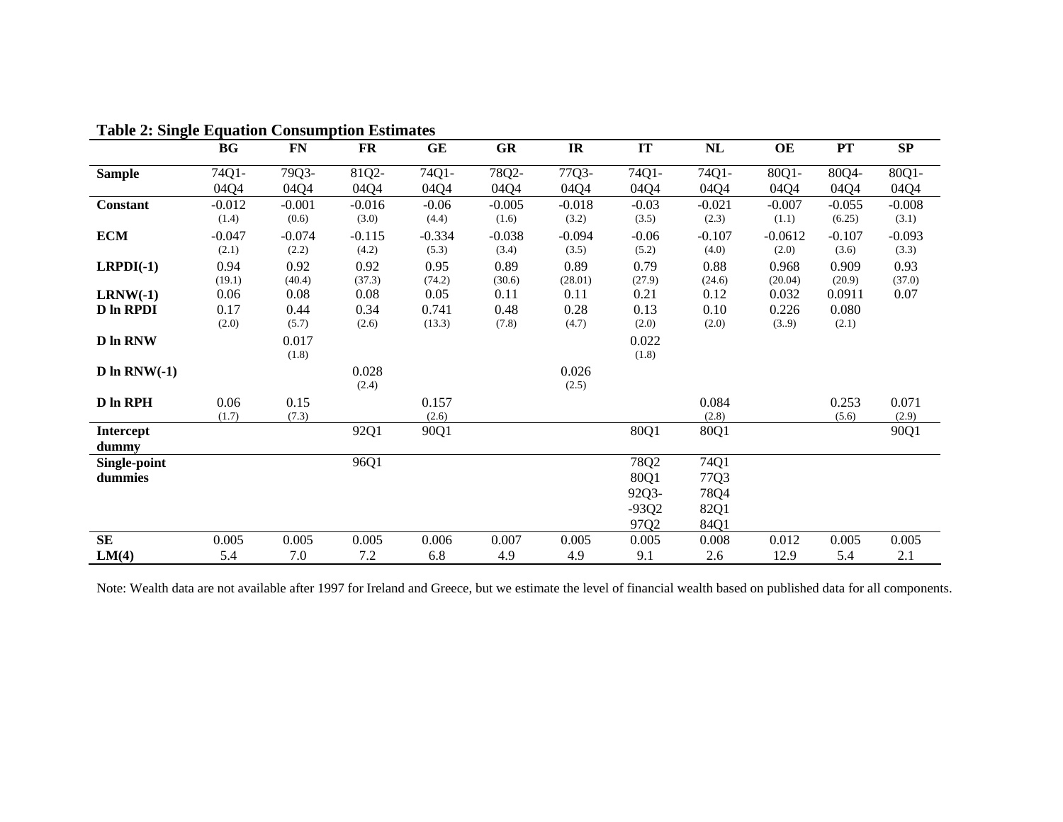**Table 2: Single Equation Consumption Estimates**

| | BG | FN | FR | GE | GR | IR | IT | NL | OE | PT | SP |
|---|---|---|---|---|---|---|---|---|---|---|---|
| **Sample** | 74Q1-04Q4 | 79Q3-04Q4 | 81Q2-04Q4 | 74Q1-04Q4 | 78Q2-04Q4 | 77Q3-04Q4 | 74Q1-04Q4 | 74Q1-04Q4 | 80Q1-04Q4 | 80Q4-04Q4 | 80Q1-04Q4 |
| **Constant** | -0.012 (1.4) | -0.001 (0.6) | -0.016 (3.0) | -0.06 (4.4) | -0.005 (1.6) | -0.018 (3.2) | -0.03 (3.5) | -0.021 (2.3) | -0.007 (1.1) | -0.055 (6.25) | -0.008 (3.1) |
| **ECM** | -0.047 (2.1) | -0.074 (2.2) | -0.115 (4.2) | -0.334 (5.3) | -0.038 (3.4) | -0.094 (3.5) | -0.06 (5.2) | -0.107 (4.0) | -0.0612 (2.0) | -0.107 (3.6) | -0.093 (3.3) |
| **LRPDI(-1)** | 0.94 (19.1) | 0.92 (40.4) | 0.92 (37.3) | 0.95 (74.2) | 0.89 (30.6) | 0.89 (28.01) | 0.79 (27.9) | 0.88 (24.6) | 0.968 (20.04) | 0.909 (20.9) | 0.93 (37.0) |
| **LRNW(-1)** | 0.06 | 0.08 | 0.08 | 0.05 | 0.11 | 0.11 | 0.21 | 0.12 | 0.032 | 0.0911 | 0.07 |
| **D ln RPDI** | 0.17 (2.0) | 0.44 (5.7) | 0.34 (2.6) | 0.741 (13.3) | 0.48 (7.8) | 0.28 (4.7) | 0.13 (2.0) | 0.10 (2.0) | 0.226 (3..9) | 0.080 (2.1) | |
| **D ln RNW** | | 0.017 (1.8) | | | | | 0.022 (1.8) | | | | |
| **D ln RNW(-1)** | | | 0.028 (2.4) | | | 0.026 (2.5) | | | | | |
| **D ln RPH** | 0.06 (1.7) | 0.15 (7.3) | | 0.157 (2.6) | | | | 0.084 (2.8) | | 0.253 (5.6) | 0.071 (2.9) |
| **Intercept dummy** | | | 92Q1 | 90Q1 | | | 80Q1 | 80Q1 | | | 90Q1 |
| **Single-point dummies** | | | 96Q1 | | | | 78Q2, 80Q1, 92Q3--93Q2, 97Q2 | 74Q1, 77Q3, 78Q4, 82Q1, 84Q1 | | | |
| **SE** | 0.005 | 0.005 | 0.005 | 0.006 | 0.007 | 0.005 | 0.005 | 0.008 | 0.012 | 0.005 | 0.005 |
| **LM(4)** | 5.4 | 7.0 | 7.2 | 6.8 | 4.9 | 4.9 | 9.1 | 2.6 | 12.9 | 5.4 | 2.1 |

Note: Wealth data are not available after 1997 for Ireland and Greece, but we estimate the level of financial wealth based on published data for all components.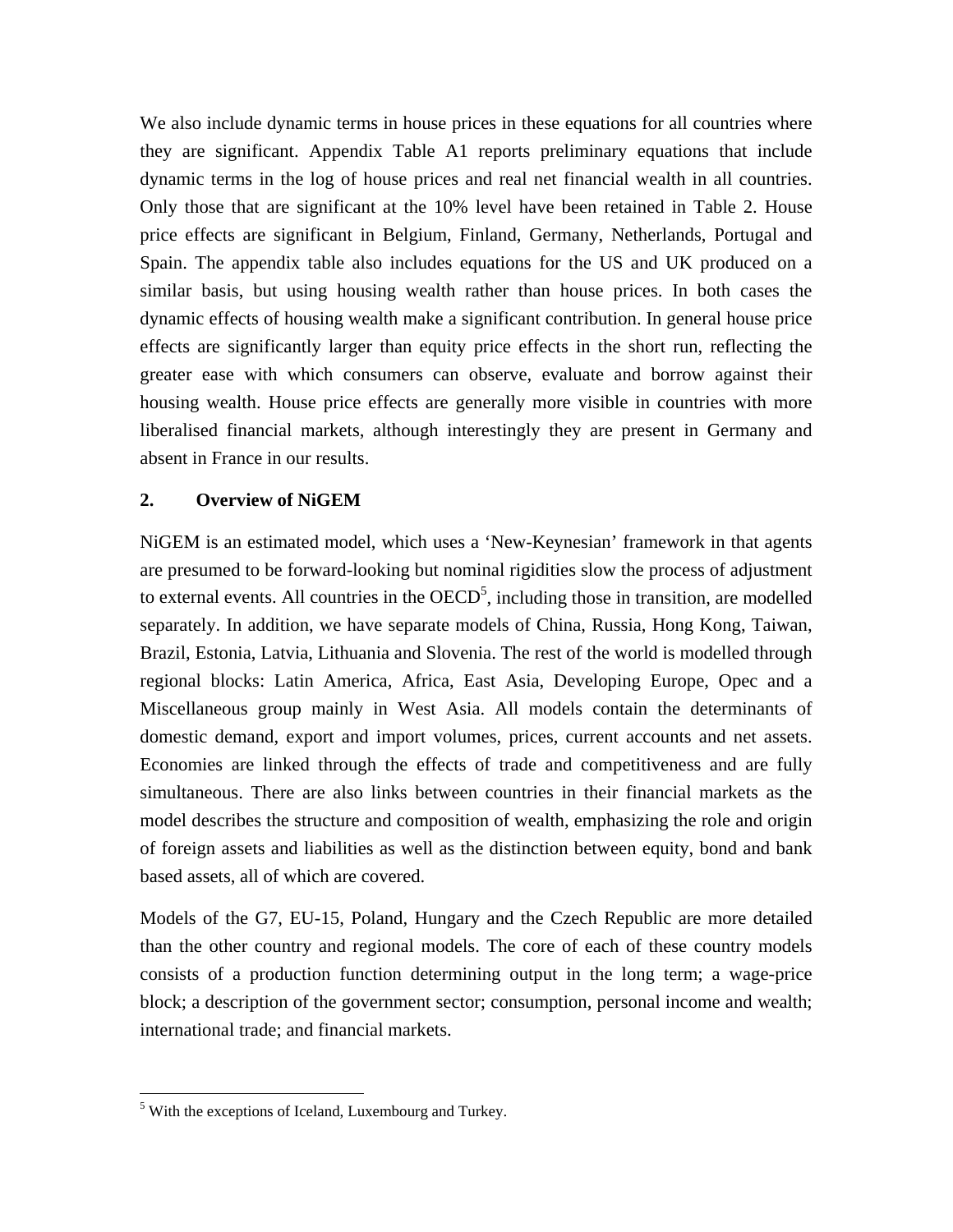We also include dynamic terms in house prices in these equations for all countries where they are significant. Appendix Table A1 reports preliminary equations that include dynamic terms in the log of house prices and real net financial wealth in all countries. Only those that are significant at the 10% level have been retained in Table 2. House price effects are significant in Belgium, Finland, Germany, Netherlands, Portugal and Spain. The appendix table also includes equations for the US and UK produced on a similar basis, but using housing wealth rather than house prices. In both cases the dynamic effects of housing wealth make a significant contribution. In general house price effects are significantly larger than equity price effects in the short run, reflecting the greater ease with which consumers can observe, evaluate and borrow against their housing wealth. House price effects are generally more visible in countries with more liberalised financial markets, although interestingly they are present in Germany and absent in France in our results.

## 2. Overview of NiGEM

NiGEM is an estimated model, which uses a 'New-Keynesian' framework in that agents are presumed to be forward-looking but nominal rigidities slow the process of adjustment to external events. All countries in the OECD[5], including those in transition, are modelled separately. In addition, we have separate models of China, Russia, Hong Kong, Taiwan, Brazil, Estonia, Latvia, Lithuania and Slovenia. The rest of the world is modelled through regional blocks: Latin America, Africa, East Asia, Developing Europe, Opec and a Miscellaneous group mainly in West Asia. All models contain the determinants of domestic demand, export and import volumes, prices, current accounts and net assets. Economies are linked through the effects of trade and competitiveness and are fully simultaneous. There are also links between countries in their financial markets as the model describes the structure and composition of wealth, emphasizing the role and origin of foreign assets and liabilities as well as the distinction between equity, bond and bank based assets, all of which are covered.

Models of the G7, EU-15, Poland, Hungary and the Czech Republic are more detailed than the other country and regional models. The core of each of these country models consists of a production function determining output in the long term; a wage-price block; a description of the government sector; consumption, personal income and wealth; international trade; and financial markets.

[5] With the exceptions of Iceland, Luxembourg and Turkey.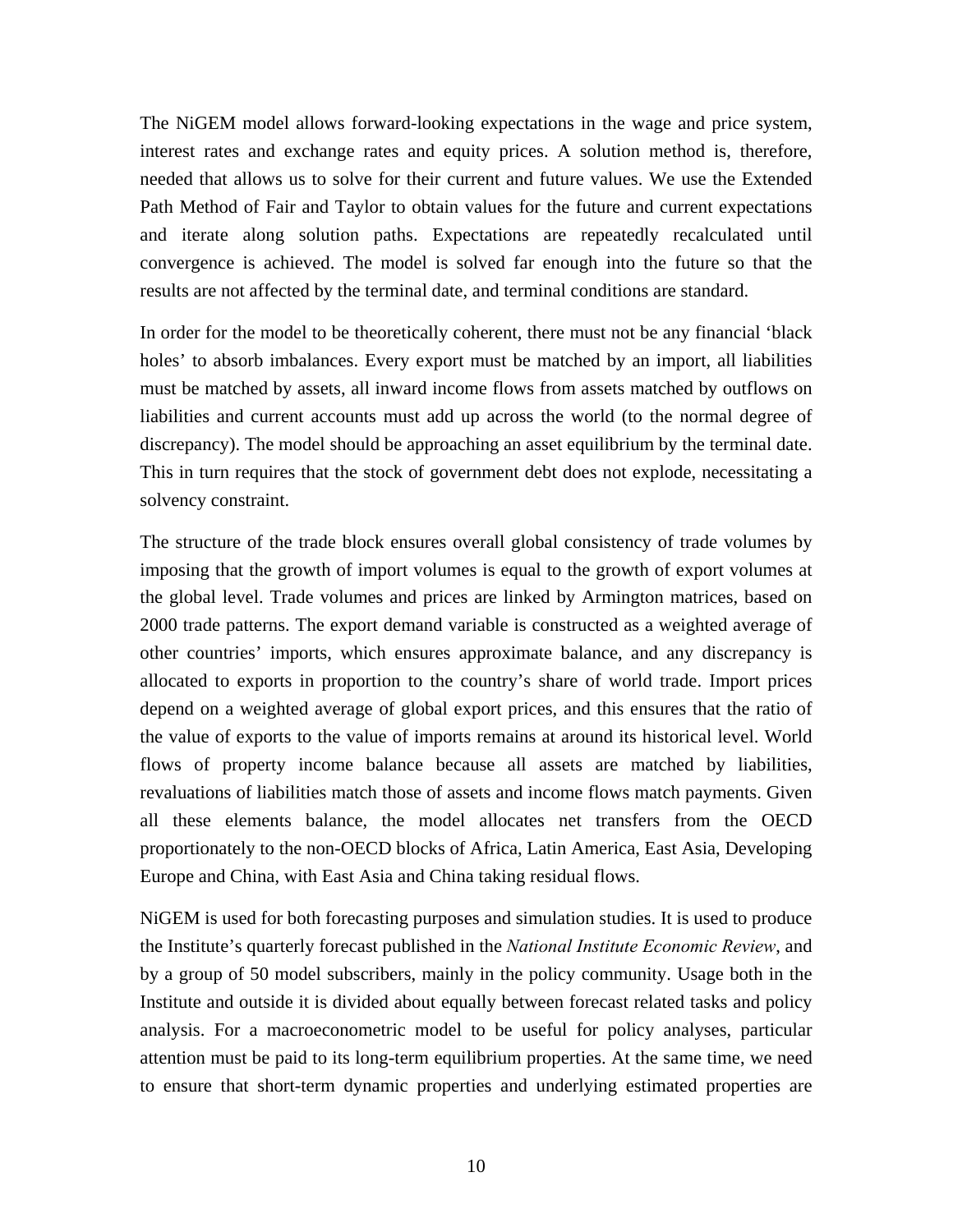The NiGEM model allows forward-looking expectations in the wage and price system, interest rates and exchange rates and equity prices. A solution method is, therefore, needed that allows us to solve for their current and future values. We use the Extended Path Method of Fair and Taylor to obtain values for the future and current expectations and iterate along solution paths. Expectations are repeatedly recalculated until convergence is achieved. The model is solved far enough into the future so that the results are not affected by the terminal date, and terminal conditions are standard.

In order for the model to be theoretically coherent, there must not be any financial 'black holes' to absorb imbalances. Every export must be matched by an import, all liabilities must be matched by assets, all inward income flows from assets matched by outflows on liabilities and current accounts must add up across the world (to the normal degree of discrepancy). The model should be approaching an asset equilibrium by the terminal date. This in turn requires that the stock of government debt does not explode, necessitating a solvency constraint.

The structure of the trade block ensures overall global consistency of trade volumes by imposing that the growth of import volumes is equal to the growth of export volumes at the global level. Trade volumes and prices are linked by Armington matrices, based on 2000 trade patterns. The export demand variable is constructed as a weighted average of other countries' imports, which ensures approximate balance, and any discrepancy is allocated to exports in proportion to the country's share of world trade. Import prices depend on a weighted average of global export prices, and this ensures that the ratio of the value of exports to the value of imports remains at around its historical level. World flows of property income balance because all assets are matched by liabilities, revaluations of liabilities match those of assets and income flows match payments. Given all these elements balance, the model allocates net transfers from the OECD proportionately to the non-OECD blocks of Africa, Latin America, East Asia, Developing Europe and China, with East Asia and China taking residual flows.

NiGEM is used for both forecasting purposes and simulation studies. It is used to produce the Institute's quarterly forecast published in the *National Institute Economic Review*, and by a group of 50 model subscribers, mainly in the policy community. Usage both in the Institute and outside it is divided about equally between forecast related tasks and policy analysis. For a macroeconometric model to be useful for policy analyses, particular attention must be paid to its long-term equilibrium properties. At the same time, we need to ensure that short-term dynamic properties and underlying estimated properties are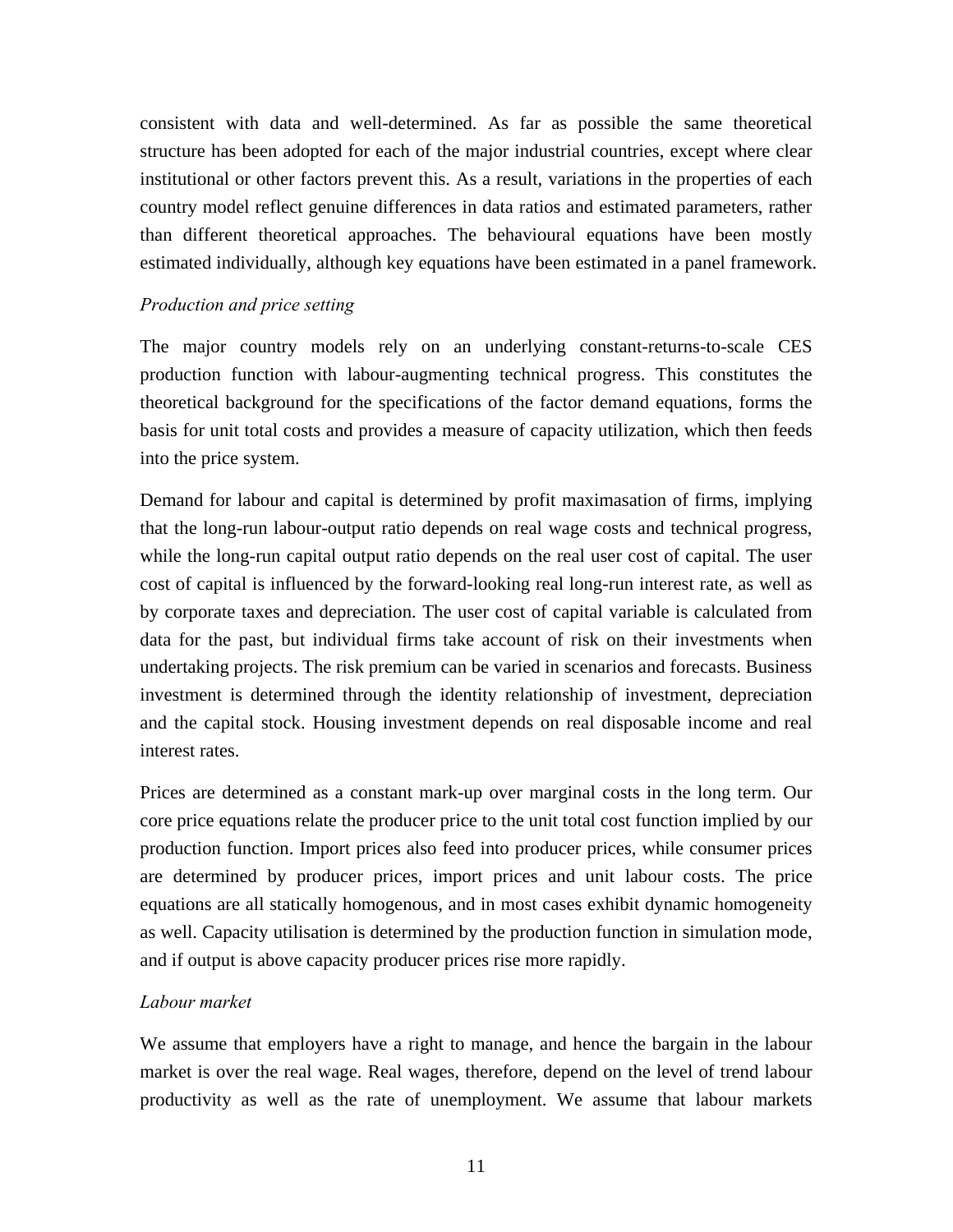consistent with data and well-determined. As far as possible the same theoretical structure has been adopted for each of the major industrial countries, except where clear institutional or other factors prevent this. As a result, variations in the properties of each country model reflect genuine differences in data ratios and estimated parameters, rather than different theoretical approaches. The behavioural equations have been mostly estimated individually, although key equations have been estimated in a panel framework.

*Production and price setting*

The major country models rely on an underlying constant-returns-to-scale CES production function with labour-augmenting technical progress. This constitutes the theoretical background for the specifications of the factor demand equations, forms the basis for unit total costs and provides a measure of capacity utilization, which then feeds into the price system.

Demand for labour and capital is determined by profit maximasation of firms, implying that the long-run labour-output ratio depends on real wage costs and technical progress, while the long-run capital output ratio depends on the real user cost of capital. The user cost of capital is influenced by the forward-looking real long-run interest rate, as well as by corporate taxes and depreciation. The user cost of capital variable is calculated from data for the past, but individual firms take account of risk on their investments when undertaking projects. The risk premium can be varied in scenarios and forecasts. Business investment is determined through the identity relationship of investment, depreciation and the capital stock. Housing investment depends on real disposable income and real interest rates.

Prices are determined as a constant mark-up over marginal costs in the long term. Our core price equations relate the producer price to the unit total cost function implied by our production function. Import prices also feed into producer prices, while consumer prices are determined by producer prices, import prices and unit labour costs. The price equations are all statically homogenous, and in most cases exhibit dynamic homogeneity as well. Capacity utilisation is determined by the production function in simulation mode, and if output is above capacity producer prices rise more rapidly.

*Labour market*

We assume that employers have a right to manage, and hence the bargain in the labour market is over the real wage. Real wages, therefore, depend on the level of trend labour productivity as well as the rate of unemployment. We assume that labour markets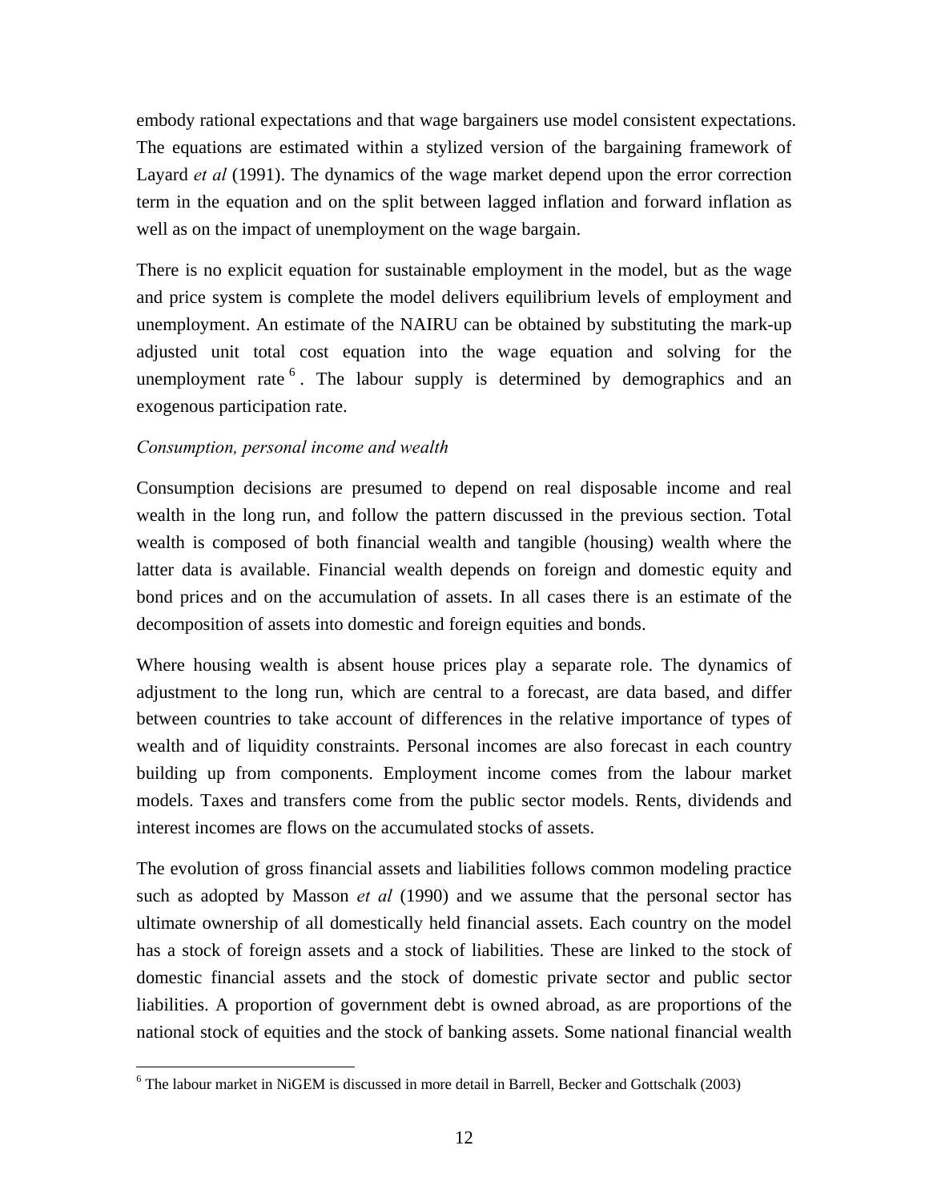embody rational expectations and that wage bargainers use model consistent expectations. The equations are estimated within a stylized version of the bargaining framework of Layard *et al* (1991). The dynamics of the wage market depend upon the error correction term in the equation and on the split between lagged inflation and forward inflation as well as on the impact of unemployment on the wage bargain.

There is no explicit equation for sustainable employment in the model, but as the wage and price system is complete the model delivers equilibrium levels of employment and unemployment. An estimate of the NAIRU can be obtained by substituting the mark-up adjusted unit total cost equation into the wage equation and solving for the unemployment rate [6]. The labour supply is determined by demographics and an exogenous participation rate.

*Consumption, personal income and wealth*

Consumption decisions are presumed to depend on real disposable income and real wealth in the long run, and follow the pattern discussed in the previous section. Total wealth is composed of both financial wealth and tangible (housing) wealth where the latter data is available. Financial wealth depends on foreign and domestic equity and bond prices and on the accumulation of assets. In all cases there is an estimate of the decomposition of assets into domestic and foreign equities and bonds.

Where housing wealth is absent house prices play a separate role. The dynamics of adjustment to the long run, which are central to a forecast, are data based, and differ between countries to take account of differences in the relative importance of types of wealth and of liquidity constraints. Personal incomes are also forecast in each country building up from components. Employment income comes from the labour market models. Taxes and transfers come from the public sector models. Rents, dividends and interest incomes are flows on the accumulated stocks of assets.

The evolution of gross financial assets and liabilities follows common modeling practice such as adopted by Masson *et al* (1990) and we assume that the personal sector has ultimate ownership of all domestically held financial assets. Each country on the model has a stock of foreign assets and a stock of liabilities. These are linked to the stock of domestic financial assets and the stock of domestic private sector and public sector liabilities. A proportion of government debt is owned abroad, as are proportions of the national stock of equities and the stock of banking assets. Some national financial wealth

[6] The labour market in NiGEM is discussed in more detail in Barrell, Becker and Gottschalk (2003)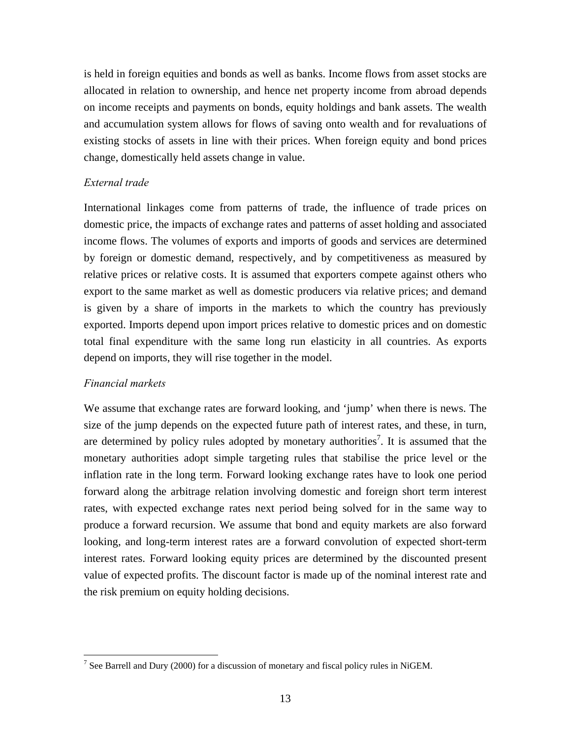is held in foreign equities and bonds as well as banks. Income flows from asset stocks are allocated in relation to ownership, and hence net property income from abroad depends on income receipts and payments on bonds, equity holdings and bank assets. The wealth and accumulation system allows for flows of saving onto wealth and for revaluations of existing stocks of assets in line with their prices. When foreign equity and bond prices change, domestically held assets change in value.

*External trade*

International linkages come from patterns of trade, the influence of trade prices on domestic price, the impacts of exchange rates and patterns of asset holding and associated income flows. The volumes of exports and imports of goods and services are determined by foreign or domestic demand, respectively, and by competitiveness as measured by relative prices or relative costs. It is assumed that exporters compete against others who export to the same market as well as domestic producers via relative prices; and demand is given by a share of imports in the markets to which the country has previously exported. Imports depend upon import prices relative to domestic prices and on domestic total final expenditure with the same long run elasticity in all countries. As exports depend on imports, they will rise together in the model.

*Financial markets*

We assume that exchange rates are forward looking, and 'jump' when there is news. The size of the jump depends on the expected future path of interest rates, and these, in turn, are determined by policy rules adopted by monetary authorities[7]. It is assumed that the monetary authorities adopt simple targeting rules that stabilise the price level or the inflation rate in the long term. Forward looking exchange rates have to look one period forward along the arbitrage relation involving domestic and foreign short term interest rates, with expected exchange rates next period being solved for in the same way to produce a forward recursion. We assume that bond and equity markets are also forward looking, and long-term interest rates are a forward convolution of expected short-term interest rates. Forward looking equity prices are determined by the discounted present value of expected profits. The discount factor is made up of the nominal interest rate and the risk premium on equity holding decisions.

[7] See Barrell and Dury (2000) for a discussion of monetary and fiscal policy rules in NiGEM.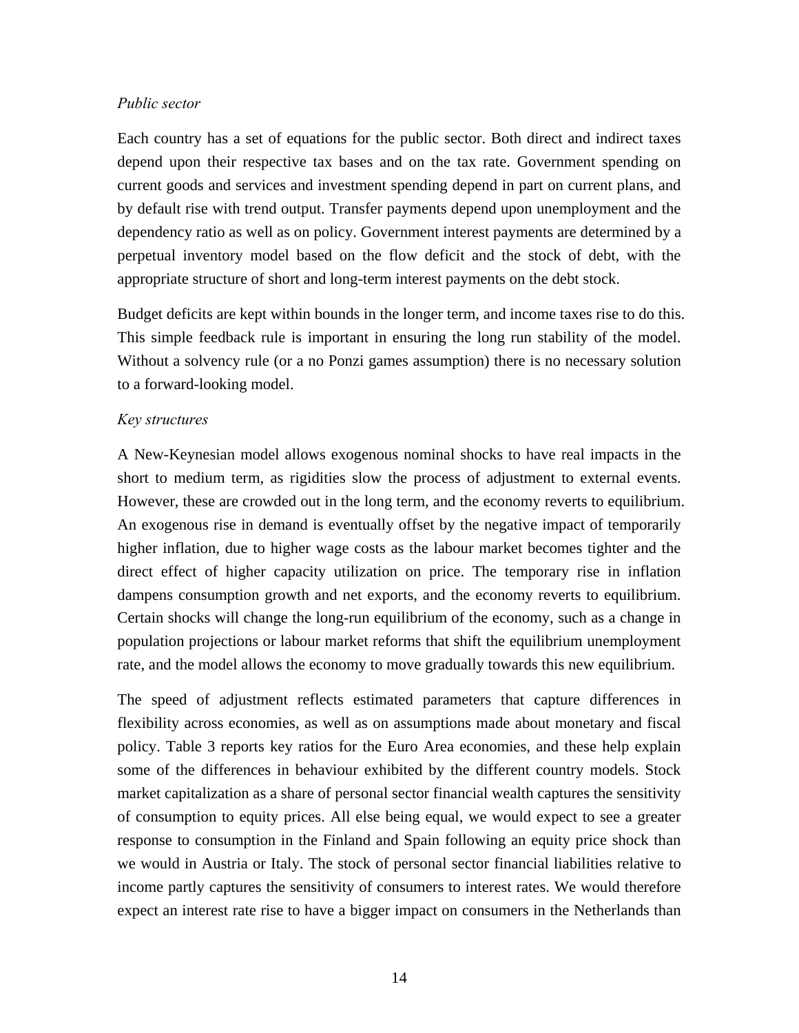*Public sector*

Each country has a set of equations for the public sector. Both direct and indirect taxes depend upon their respective tax bases and on the tax rate. Government spending on current goods and services and investment spending depend in part on current plans, and by default rise with trend output. Transfer payments depend upon unemployment and the dependency ratio as well as on policy. Government interest payments are determined by a perpetual inventory model based on the flow deficit and the stock of debt, with the appropriate structure of short and long-term interest payments on the debt stock.

Budget deficits are kept within bounds in the longer term, and income taxes rise to do this. This simple feedback rule is important in ensuring the long run stability of the model. Without a solvency rule (or a no Ponzi games assumption) there is no necessary solution to a forward-looking model.

*Key structures*

A New-Keynesian model allows exogenous nominal shocks to have real impacts in the short to medium term, as rigidities slow the process of adjustment to external events. However, these are crowded out in the long term, and the economy reverts to equilibrium. An exogenous rise in demand is eventually offset by the negative impact of temporarily higher inflation, due to higher wage costs as the labour market becomes tighter and the direct effect of higher capacity utilization on price. The temporary rise in inflation dampens consumption growth and net exports, and the economy reverts to equilibrium. Certain shocks will change the long-run equilibrium of the economy, such as a change in population projections or labour market reforms that shift the equilibrium unemployment rate, and the model allows the economy to move gradually towards this new equilibrium.

The speed of adjustment reflects estimated parameters that capture differences in flexibility across economies, as well as on assumptions made about monetary and fiscal policy. Table 3 reports key ratios for the Euro Area economies, and these help explain some of the differences in behaviour exhibited by the different country models. Stock market capitalization as a share of personal sector financial wealth captures the sensitivity of consumption to equity prices. All else being equal, we would expect to see a greater response to consumption in the Finland and Spain following an equity price shock than we would in Austria or Italy. The stock of personal sector financial liabilities relative to income partly captures the sensitivity of consumers to interest rates. We would therefore expect an interest rate rise to have a bigger impact on consumers in the Netherlands than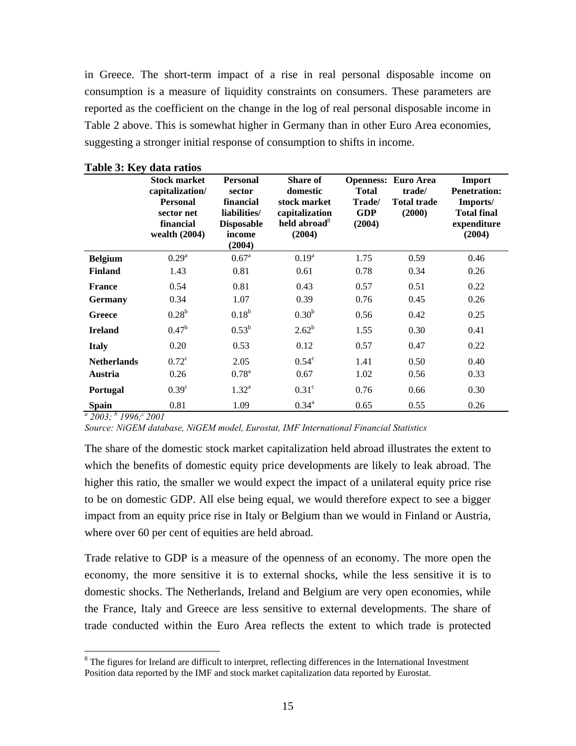in Greece. The short-term impact of a rise in real personal disposable income on consumption is a measure of liquidity constraints on consumers. These parameters are reported as the coefficient on the change in the log of real personal disposable income in Table 2 above. This is somewhat higher in Germany than in other Euro Area economies, suggesting a stronger initial response of consumption to shifts in income.

**Table 3: Key data ratios**

| | Stock market capitalization/ Personal sector net financial wealth (2004) | Personal sector financial liabilities/ Disposable income (2004) | Share of domestic stock market capitalization held abroad[8] (2004) | Openness: Total Trade/ GDP (2004) | Euro Area trade/ Total trade (2000) | Import Penetration: Imports/ Total final expenditure (2004) |
|---|---|---|---|---|---|---|
| **Belgium** | 0.29[a] | 0.67[a] | 0.19[a] | 1.75 | 0.59 | 0.46 |
| **Finland** | 1.43 | 0.81 | 0.61 | 0.78 | 0.34 | 0.26 |
| **France** | 0.54 | 0.81 | 0.43 | 0.57 | 0.51 | 0.22 |
| **Germany** | 0.34 | 1.07 | 0.39 | 0.76 | 0.45 | 0.26 |
| **Greece** | 0.28[b] | 0.18[b] | 0.30[b] | 0.56 | 0.42 | 0.25 |
| **Ireland** | 0.47[b] | 0.53[b] | 2.62[b] | 1.55 | 0.30 | 0.41 |
| **Italy** | 0.20 | 0.53 | 0.12 | 0.57 | 0.47 | 0.22 |
| **Netherlands** | 0.72[c] | 2.05 | 0.54[c] | 1.41 | 0.50 | 0.40 |
| **Austria** | 0.26 | 0.78[a] | 0.67 | 1.02 | 0.56 | 0.33 |
| **Portugal** | 0.39[c] | 1.32[a] | 0.31[c] | 0.76 | 0.66 | 0.30 |
| **Spain** | 0.81 | 1.09 | 0.34[a] | 0.65 | 0.55 | 0.26 |

*[a] 2003; [b] 1996; [c] 2001*

*Source: NiGEM database, NiGEM model, Eurostat, IMF International Financial Statistics*

The share of the domestic stock market capitalization held abroad illustrates the extent to which the benefits of domestic equity price developments are likely to leak abroad. The higher this ratio, the smaller we would expect the impact of a unilateral equity price rise to be on domestic GDP. All else being equal, we would therefore expect to see a bigger impact from an equity price rise in Italy or Belgium than we would in Finland or Austria, where over 60 per cent of equities are held abroad.

Trade relative to GDP is a measure of the openness of an economy. The more open the economy, the more sensitive it is to external shocks, while the less sensitive it is to domestic shocks. The Netherlands, Ireland and Belgium are very open economies, while the France, Italy and Greece are less sensitive to external developments. The share of trade conducted within the Euro Area reflects the extent to which trade is protected

[8] The figures for Ireland are difficult to interpret, reflecting differences in the International Investment Position data reported by the IMF and stock market capitalization data reported by Eurostat.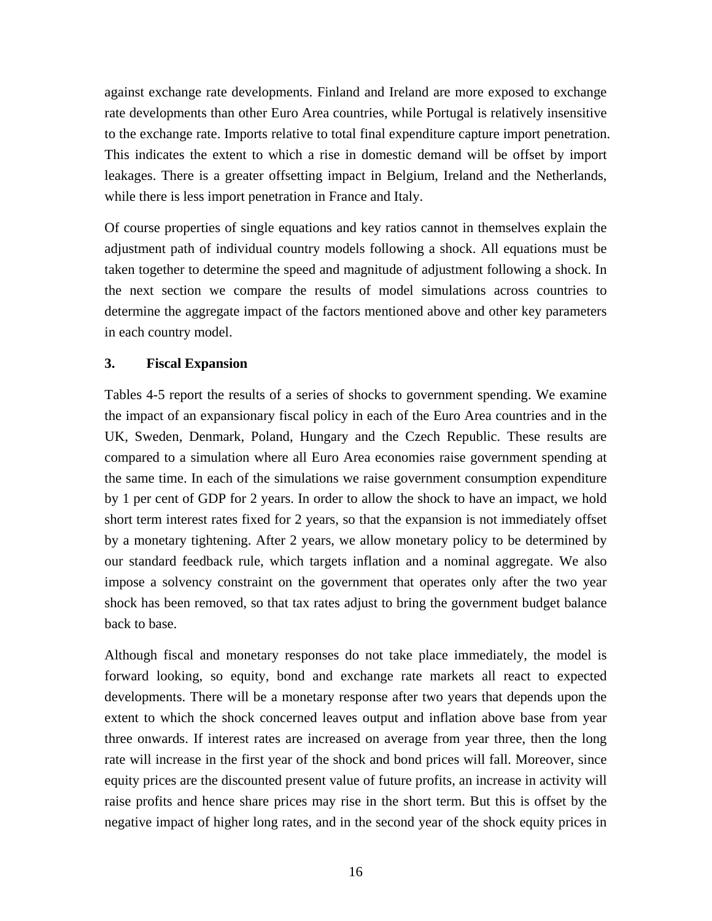against exchange rate developments. Finland and Ireland are more exposed to exchange rate developments than other Euro Area countries, while Portugal is relatively insensitive to the exchange rate. Imports relative to total final expenditure capture import penetration. This indicates the extent to which a rise in domestic demand will be offset by import leakages. There is a greater offsetting impact in Belgium, Ireland and the Netherlands, while there is less import penetration in France and Italy.

Of course properties of single equations and key ratios cannot in themselves explain the adjustment path of individual country models following a shock. All equations must be taken together to determine the speed and magnitude of adjustment following a shock. In the next section we compare the results of model simulations across countries to determine the aggregate impact of the factors mentioned above and other key parameters in each country model.

## 3. Fiscal Expansion

Tables 4-5 report the results of a series of shocks to government spending. We examine the impact of an expansionary fiscal policy in each of the Euro Area countries and in the UK, Sweden, Denmark, Poland, Hungary and the Czech Republic. These results are compared to a simulation where all Euro Area economies raise government spending at the same time. In each of the simulations we raise government consumption expenditure by 1 per cent of GDP for 2 years. In order to allow the shock to have an impact, we hold short term interest rates fixed for 2 years, so that the expansion is not immediately offset by a monetary tightening. After 2 years, we allow monetary policy to be determined by our standard feedback rule, which targets inflation and a nominal aggregate. We also impose a solvency constraint on the government that operates only after the two year shock has been removed, so that tax rates adjust to bring the government budget balance back to base.

Although fiscal and monetary responses do not take place immediately, the model is forward looking, so equity, bond and exchange rate markets all react to expected developments. There will be a monetary response after two years that depends upon the extent to which the shock concerned leaves output and inflation above base from year three onwards. If interest rates are increased on average from year three, then the long rate will increase in the first year of the shock and bond prices will fall. Moreover, since equity prices are the discounted present value of future profits, an increase in activity will raise profits and hence share prices may rise in the short term. But this is offset by the negative impact of higher long rates, and in the second year of the shock equity prices in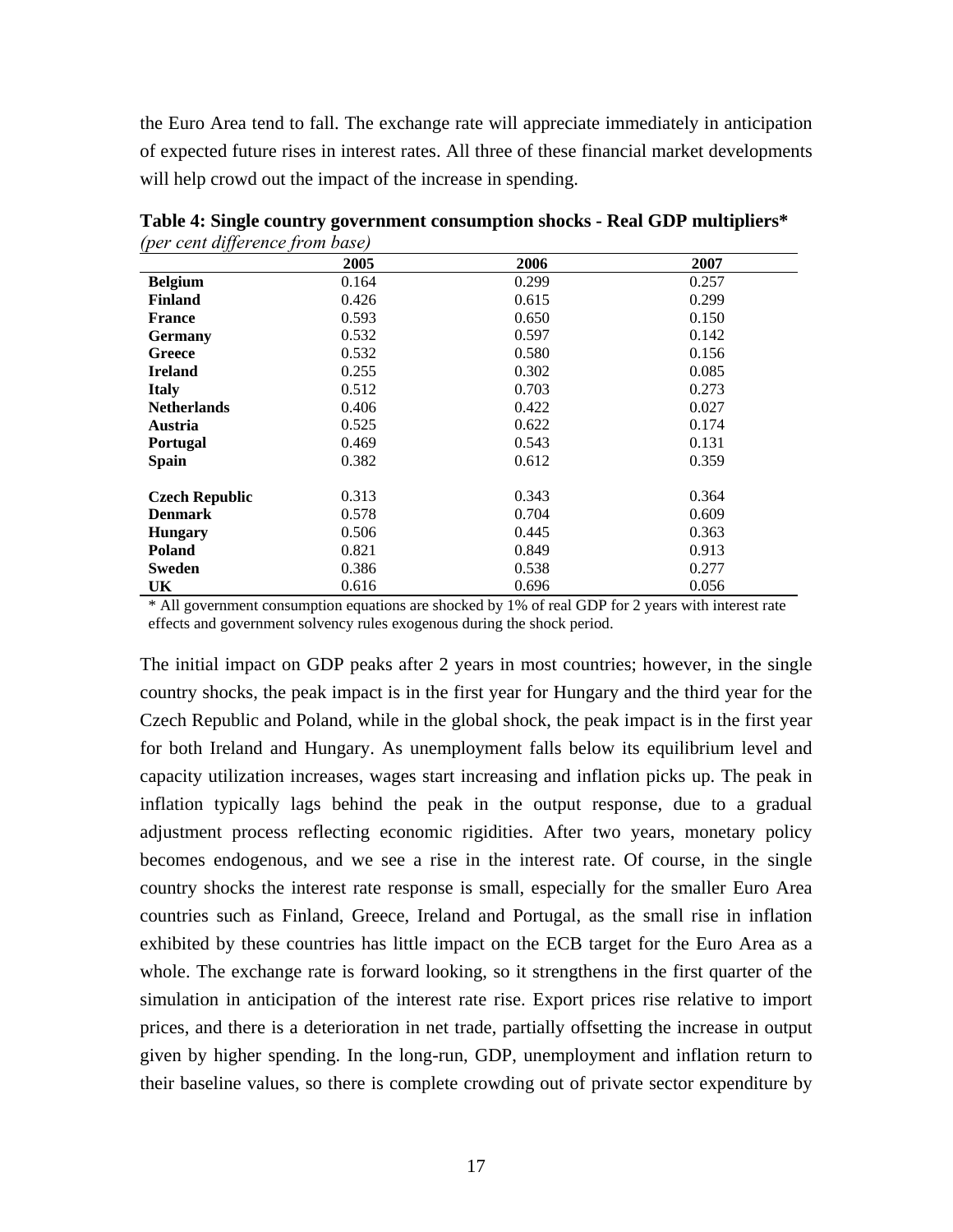the Euro Area tend to fall. The exchange rate will appreciate immediately in anticipation of expected future rises in interest rates. All three of these financial market developments will help crowd out the impact of the increase in spending.

**Table 4: Single country government consumption shocks - Real GDP multipliers***
*(per cent difference from base)*

| | 2005 | 2006 | 2007 |
|---|---|---|---|
| **Belgium** | 0.164 | 0.299 | 0.257 |
| **Finland** | 0.426 | 0.615 | 0.299 |
| **France** | 0.593 | 0.650 | 0.150 |
| **Germany** | 0.532 | 0.597 | 0.142 |
| **Greece** | 0.532 | 0.580 | 0.156 |
| **Ireland** | 0.255 | 0.302 | 0.085 |
| **Italy** | 0.512 | 0.703 | 0.273 |
| **Netherlands** | 0.406 | 0.422 | 0.027 |
| **Austria** | 0.525 | 0.622 | 0.174 |
| **Portugal** | 0.469 | 0.543 | 0.131 |
| **Spain** | 0.382 | 0.612 | 0.359 |
| | | | |
| **Czech Republic** | 0.313 | 0.343 | 0.364 |
| **Denmark** | 0.578 | 0.704 | 0.609 |
| **Hungary** | 0.506 | 0.445 | 0.363 |
| **Poland** | 0.821 | 0.849 | 0.913 |
| **Sweden** | 0.386 | 0.538 | 0.277 |
| **UK** | 0.616 | 0.696 | 0.056 |

\* All government consumption equations are shocked by 1% of real GDP for 2 years with interest rate effects and government solvency rules exogenous during the shock period.

The initial impact on GDP peaks after 2 years in most countries; however, in the single country shocks, the peak impact is in the first year for Hungary and the third year for the Czech Republic and Poland, while in the global shock, the peak impact is in the first year for both Ireland and Hungary. As unemployment falls below its equilibrium level and capacity utilization increases, wages start increasing and inflation picks up. The peak in inflation typically lags behind the peak in the output response, due to a gradual adjustment process reflecting economic rigidities. After two years, monetary policy becomes endogenous, and we see a rise in the interest rate. Of course, in the single country shocks the interest rate response is small, especially for the smaller Euro Area countries such as Finland, Greece, Ireland and Portugal, as the small rise in inflation exhibited by these countries has little impact on the ECB target for the Euro Area as a whole. The exchange rate is forward looking, so it strengthens in the first quarter of the simulation in anticipation of the interest rate rise. Export prices rise relative to import prices, and there is a deterioration in net trade, partially offsetting the increase in output given by higher spending. In the long-run, GDP, unemployment and inflation return to their baseline values, so there is complete crowding out of private sector expenditure by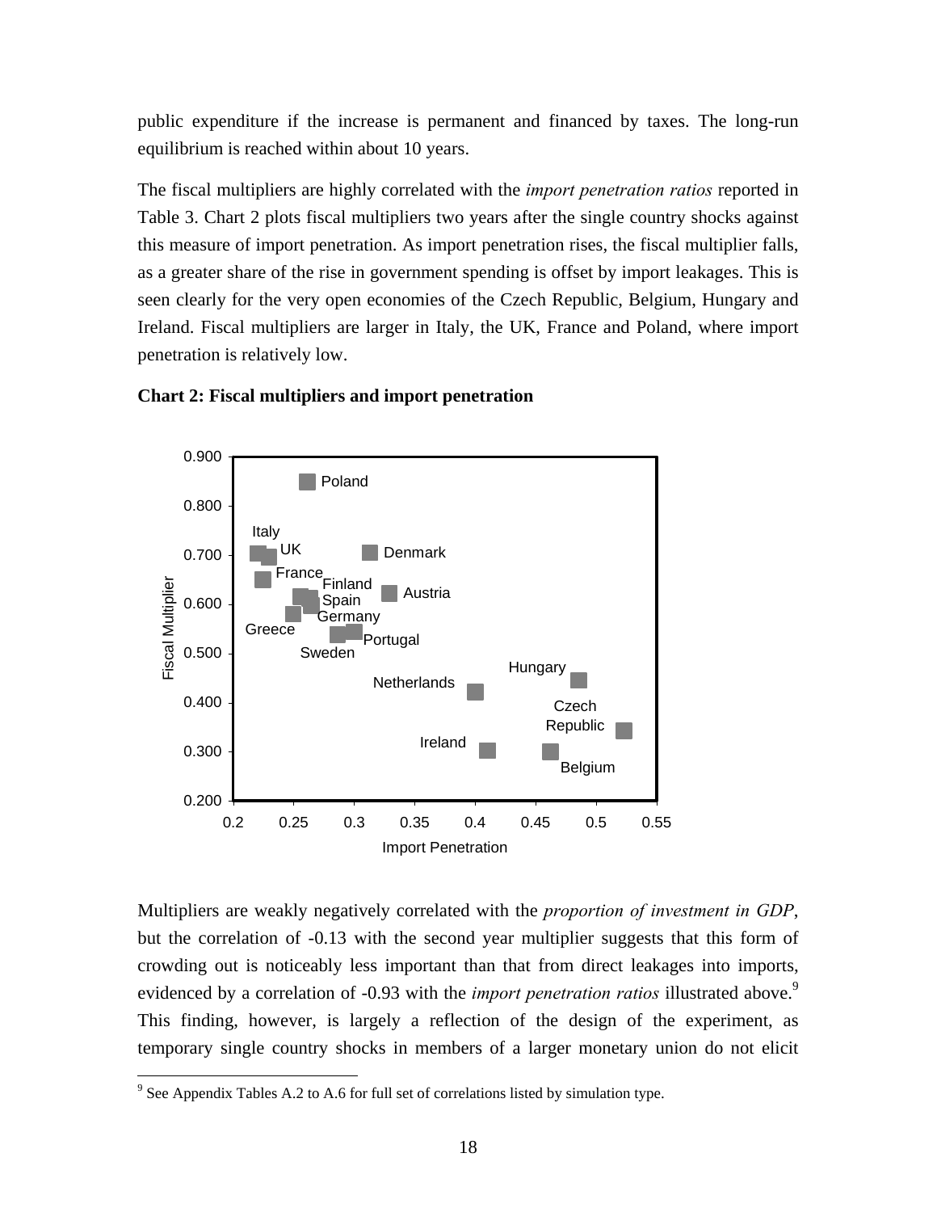public expenditure if the increase is permanent and financed by taxes. The long-run equilibrium is reached within about 10 years.

The fiscal multipliers are highly correlated with the *import penetration ratios* reported in Table 3. Chart 2 plots fiscal multipliers two years after the single country shocks against this measure of import penetration. As import penetration rises, the fiscal multiplier falls, as a greater share of the rise in government spending is offset by import leakages. This is seen clearly for the very open economies of the Czech Republic, Belgium, Hungary and Ireland. Fiscal multipliers are larger in Italy, the UK, France and Poland, where import penetration is relatively low.

**Chart 2: Fiscal multipliers and import penetration**

Multipliers are weakly negatively correlated with the *proportion of investment in GDP*, but the correlation of -0.13 with the second year multiplier suggests that this form of crowding out is noticeably less important than that from direct leakages into imports, evidenced by a correlation of -0.93 with the *import penetration ratios* illustrated above.[9] This finding, however, is largely a reflection of the design of the experiment, as temporary single country shocks in members of a larger monetary union do not elicit

[9] See Appendix Tables A.2 to A.6 for full set of correlations listed by simulation type.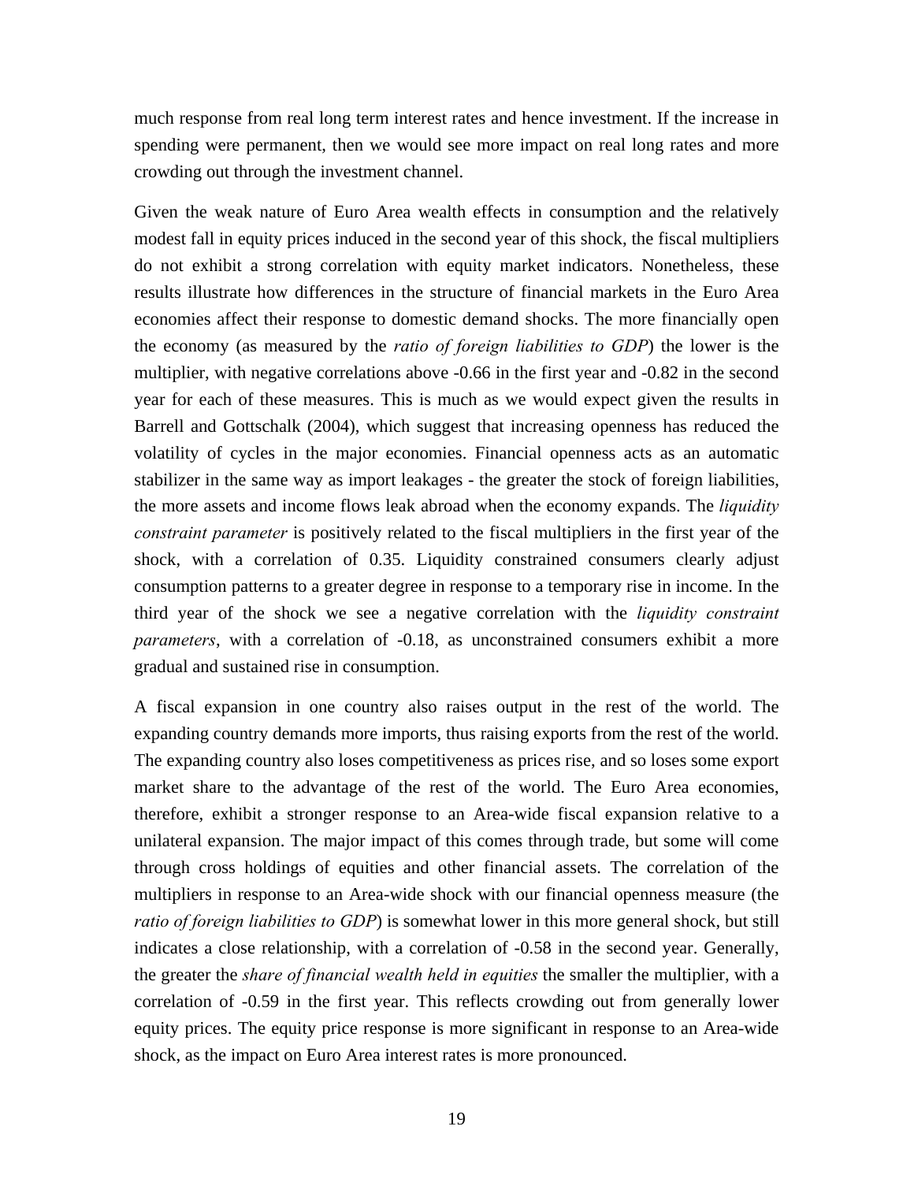much response from real long term interest rates and hence investment. If the increase in spending were permanent, then we would see more impact on real long rates and more crowding out through the investment channel.

Given the weak nature of Euro Area wealth effects in consumption and the relatively modest fall in equity prices induced in the second year of this shock, the fiscal multipliers do not exhibit a strong correlation with equity market indicators. Nonetheless, these results illustrate how differences in the structure of financial markets in the Euro Area economies affect their response to domestic demand shocks. The more financially open the economy (as measured by the *ratio of foreign liabilities to GDP*) the lower is the multiplier, with negative correlations above -0.66 in the first year and -0.82 in the second year for each of these measures. This is much as we would expect given the results in Barrell and Gottschalk (2004), which suggest that increasing openness has reduced the volatility of cycles in the major economies. Financial openness acts as an automatic stabilizer in the same way as import leakages - the greater the stock of foreign liabilities, the more assets and income flows leak abroad when the economy expands. The *liquidity constraint parameter* is positively related to the fiscal multipliers in the first year of the shock, with a correlation of 0.35. Liquidity constrained consumers clearly adjust consumption patterns to a greater degree in response to a temporary rise in income. In the third year of the shock we see a negative correlation with the *liquidity constraint parameters*, with a correlation of -0.18, as unconstrained consumers exhibit a more gradual and sustained rise in consumption.

A fiscal expansion in one country also raises output in the rest of the world. The expanding country demands more imports, thus raising exports from the rest of the world. The expanding country also loses competitiveness as prices rise, and so loses some export market share to the advantage of the rest of the world. The Euro Area economies, therefore, exhibit a stronger response to an Area-wide fiscal expansion relative to a unilateral expansion. The major impact of this comes through trade, but some will come through cross holdings of equities and other financial assets. The correlation of the multipliers in response to an Area-wide shock with our financial openness measure (the *ratio of foreign liabilities to GDP*) is somewhat lower in this more general shock, but still indicates a close relationship, with a correlation of -0.58 in the second year. Generally, the greater the *share of financial wealth held in equities* the smaller the multiplier, with a correlation of -0.59 in the first year. This reflects crowding out from generally lower equity prices. The equity price response is more significant in response to an Area-wide shock, as the impact on Euro Area interest rates is more pronounced.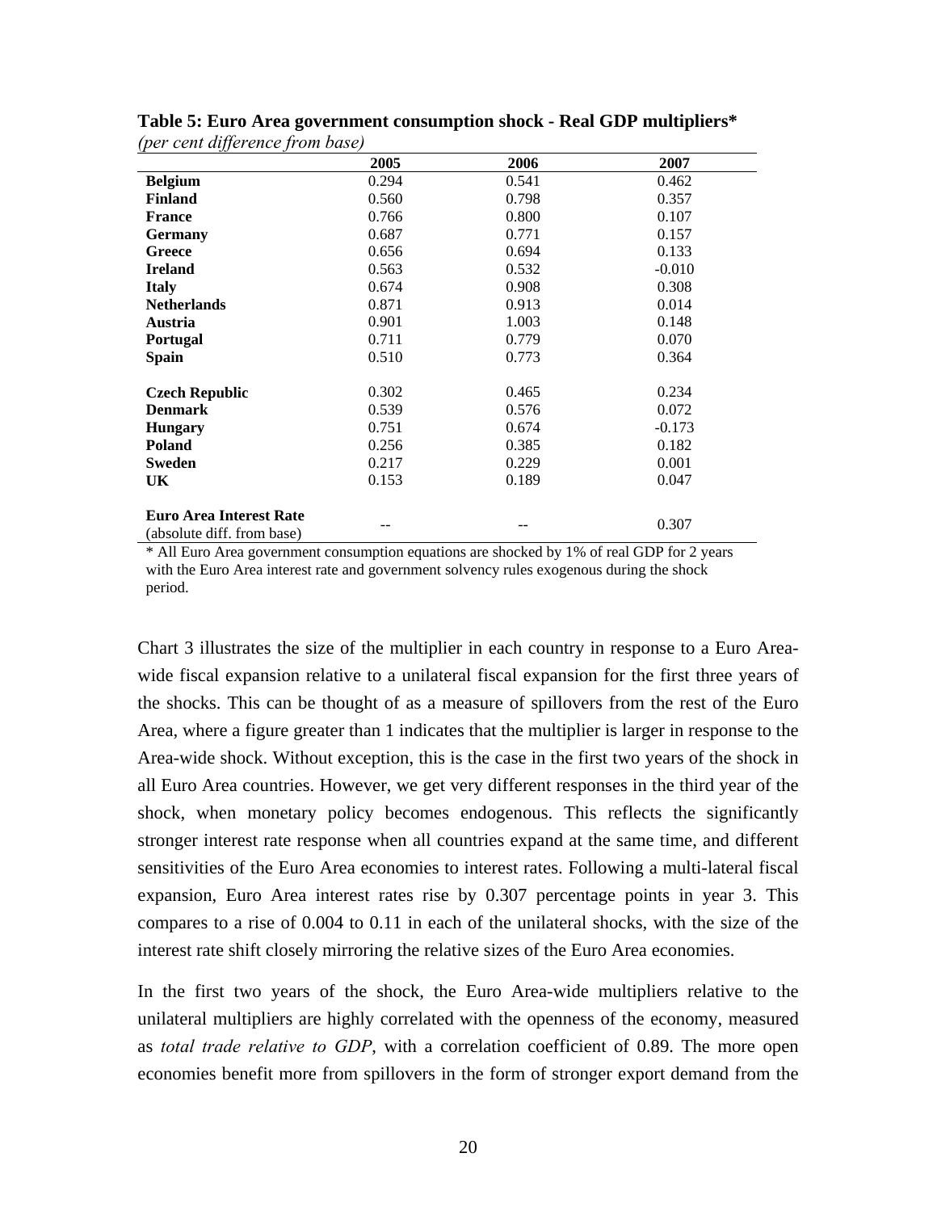**Table 5: Euro Area government consumption shock - Real GDP multipliers***
*(per cent difference from base)*

| | 2005 | 2006 | 2007 |
|---|---|---|---|
| **Belgium** | 0.294 | 0.541 | 0.462 |
| **Finland** | 0.560 | 0.798 | 0.357 |
| **France** | 0.766 | 0.800 | 0.107 |
| **Germany** | 0.687 | 0.771 | 0.157 |
| **Greece** | 0.656 | 0.694 | 0.133 |
| **Ireland** | 0.563 | 0.532 | -0.010 |
| **Italy** | 0.674 | 0.908 | 0.308 |
| **Netherlands** | 0.871 | 0.913 | 0.014 |
| **Austria** | 0.901 | 1.003 | 0.148 |
| **Portugal** | 0.711 | 0.779 | 0.070 |
| **Spain** | 0.510 | 0.773 | 0.364 |
| | | | |
| **Czech Republic** | 0.302 | 0.465 | 0.234 |
| **Denmark** | 0.539 | 0.576 | 0.072 |
| **Hungary** | 0.751 | 0.674 | -0.173 |
| **Poland** | 0.256 | 0.385 | 0.182 |
| **Sweden** | 0.217 | 0.229 | 0.001 |
| **UK** | 0.153 | 0.189 | 0.047 |
| | | | |
| **Euro Area Interest Rate** (absolute diff. from base) | -- | -- | 0.307 |

\* All Euro Area government consumption equations are shocked by 1% of real GDP for 2 years with the Euro Area interest rate and government solvency rules exogenous during the shock period.

Chart 3 illustrates the size of the multiplier in each country in response to a Euro Area-wide fiscal expansion relative to a unilateral fiscal expansion for the first three years of the shocks. This can be thought of as a measure of spillovers from the rest of the Euro Area, where a figure greater than 1 indicates that the multiplier is larger in response to the Area-wide shock. Without exception, this is the case in the first two years of the shock in all Euro Area countries. However, we get very different responses in the third year of the shock, when monetary policy becomes endogenous. This reflects the significantly stronger interest rate response when all countries expand at the same time, and different sensitivities of the Euro Area economies to interest rates. Following a multi-lateral fiscal expansion, Euro Area interest rates rise by 0.307 percentage points in year 3. This compares to a rise of 0.004 to 0.11 in each of the unilateral shocks, with the size of the interest rate shift closely mirroring the relative sizes of the Euro Area economies.

In the first two years of the shock, the Euro Area-wide multipliers relative to the unilateral multipliers are highly correlated with the openness of the economy, measured as *total trade relative to GDP*, with a correlation coefficient of 0.89. The more open economies benefit more from spillovers in the form of stronger export demand from the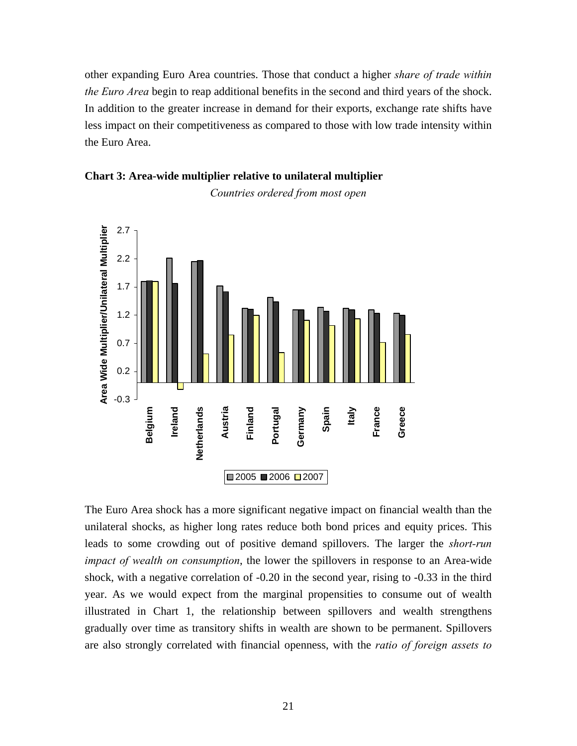other expanding Euro Area countries. Those that conduct a higher *share of trade within the Euro Area* begin to reap additional benefits in the second and third years of the shock. In addition to the greater increase in demand for their exports, exchange rate shifts have less impact on their competitiveness as compared to those with low trade intensity within the Euro Area.

**Chart 3: Area-wide multiplier relative to unilateral multiplier**

*Countries ordered from most open*

The Euro Area shock has a more significant negative impact on financial wealth than the unilateral shocks, as higher long rates reduce both bond prices and equity prices. This leads to some crowding out of positive demand spillovers. The larger the *short-run impact of wealth on consumption*, the lower the spillovers in response to an Area-wide shock, with a negative correlation of -0.20 in the second year, rising to -0.33 in the third year. As we would expect from the marginal propensities to consume out of wealth illustrated in Chart 1, the relationship between spillovers and wealth strengthens gradually over time as transitory shifts in wealth are shown to be permanent. Spillovers are also strongly correlated with financial openness, with the *ratio of foreign assets to*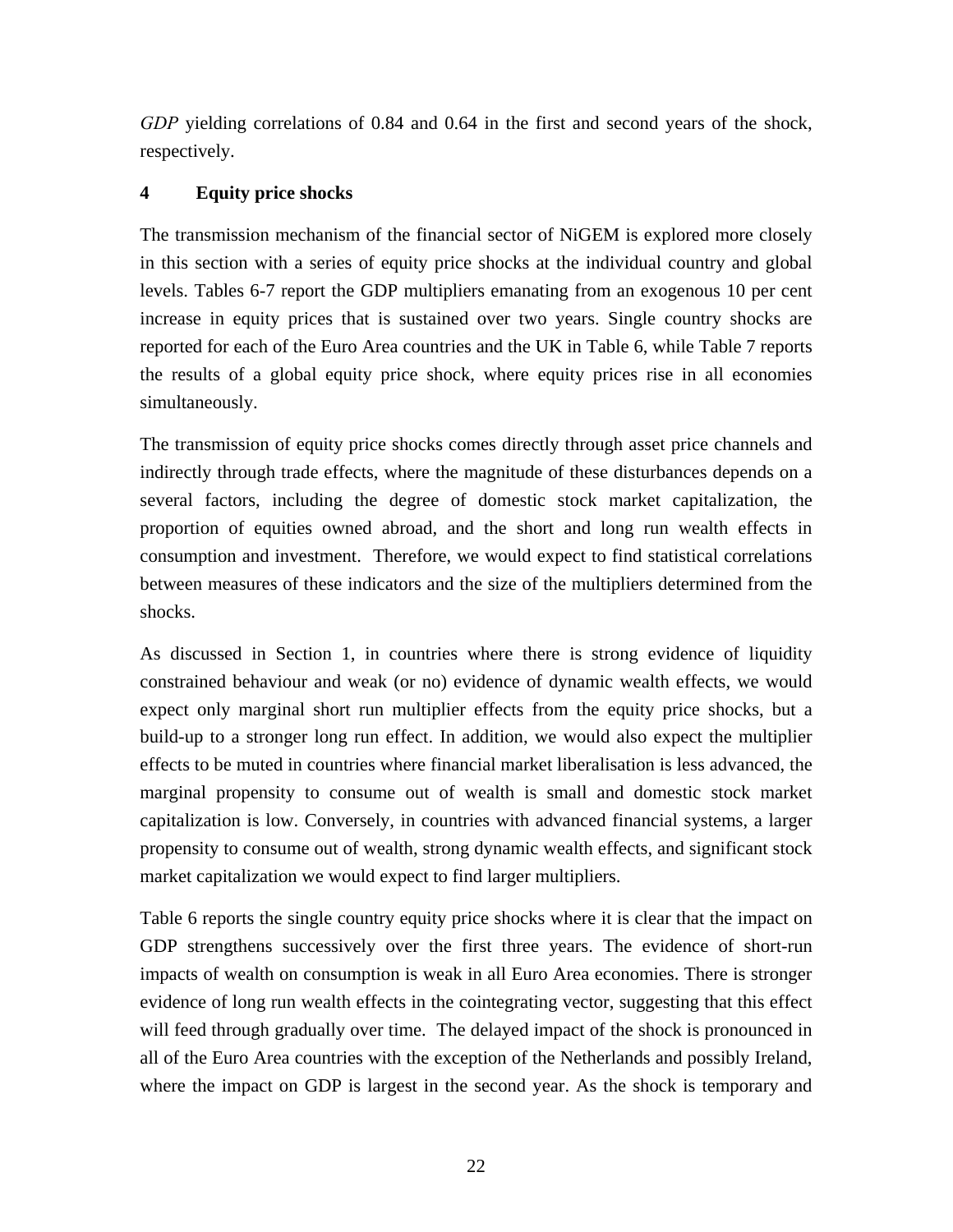*GDP* yielding correlations of 0.84 and 0.64 in the first and second years of the shock, respectively.

## 4 Equity price shocks

The transmission mechanism of the financial sector of NiGEM is explored more closely in this section with a series of equity price shocks at the individual country and global levels. Tables 6-7 report the GDP multipliers emanating from an exogenous 10 per cent increase in equity prices that is sustained over two years. Single country shocks are reported for each of the Euro Area countries and the UK in Table 6, while Table 7 reports the results of a global equity price shock, where equity prices rise in all economies simultaneously.

The transmission of equity price shocks comes directly through asset price channels and indirectly through trade effects, where the magnitude of these disturbances depends on a several factors, including the degree of domestic stock market capitalization, the proportion of equities owned abroad, and the short and long run wealth effects in consumption and investment. Therefore, we would expect to find statistical correlations between measures of these indicators and the size of the multipliers determined from the shocks.

As discussed in Section 1, in countries where there is strong evidence of liquidity constrained behaviour and weak (or no) evidence of dynamic wealth effects, we would expect only marginal short run multiplier effects from the equity price shocks, but a build-up to a stronger long run effect. In addition, we would also expect the multiplier effects to be muted in countries where financial market liberalisation is less advanced, the marginal propensity to consume out of wealth is small and domestic stock market capitalization is low. Conversely, in countries with advanced financial systems, a larger propensity to consume out of wealth, strong dynamic wealth effects, and significant stock market capitalization we would expect to find larger multipliers.

Table 6 reports the single country equity price shocks where it is clear that the impact on GDP strengthens successively over the first three years. The evidence of short-run impacts of wealth on consumption is weak in all Euro Area economies. There is stronger evidence of long run wealth effects in the cointegrating vector, suggesting that this effect will feed through gradually over time. The delayed impact of the shock is pronounced in all of the Euro Area countries with the exception of the Netherlands and possibly Ireland, where the impact on GDP is largest in the second year. As the shock is temporary and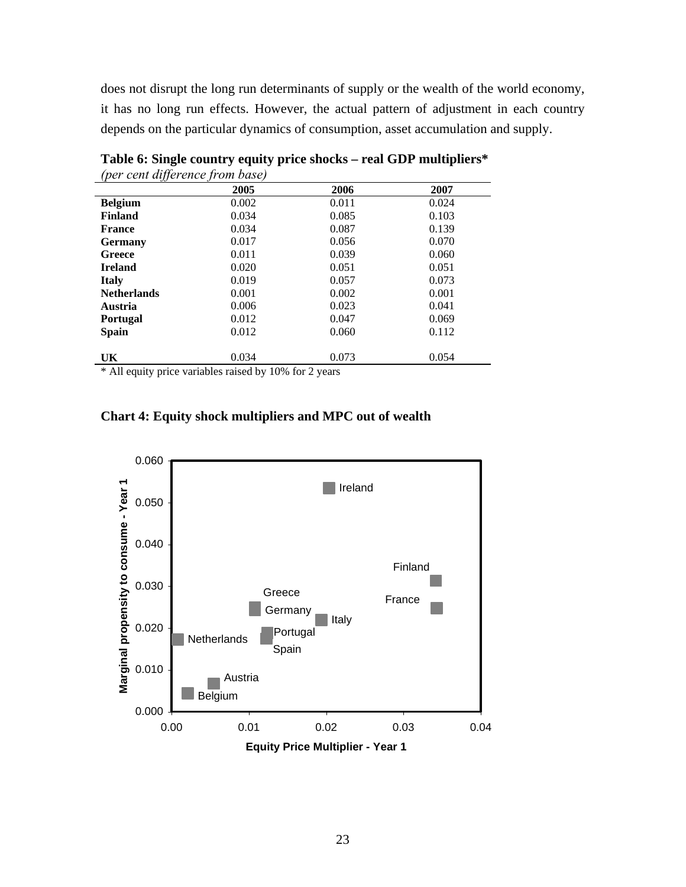does not disrupt the long run determinants of supply or the wealth of the world economy, it has no long run effects. However, the actual pattern of adjustment in each country depends on the particular dynamics of consumption, asset accumulation and supply.

**Table 6: Single country equity price shocks – real GDP multipliers***
*(per cent difference from base)*

| | 2005 | 2006 | 2007 |
|---|---|---|---|
| **Belgium** | 0.002 | 0.011 | 0.024 |
| **Finland** | 0.034 | 0.085 | 0.103 |
| **France** | 0.034 | 0.087 | 0.139 |
| **Germany** | 0.017 | 0.056 | 0.070 |
| **Greece** | 0.011 | 0.039 | 0.060 |
| **Ireland** | 0.020 | 0.051 | 0.051 |
| **Italy** | 0.019 | 0.057 | 0.073 |
| **Netherlands** | 0.001 | 0.002 | 0.001 |
| **Austria** | 0.006 | 0.023 | 0.041 |
| **Portugal** | 0.012 | 0.047 | 0.069 |
| **Spain** | 0.012 | 0.060 | 0.112 |
| **UK** | 0.034 | 0.073 | 0.054 |

\* All equity price variables raised by 10% for 2 years

**Chart 4: Equity shock multipliers and MPC out of wealth**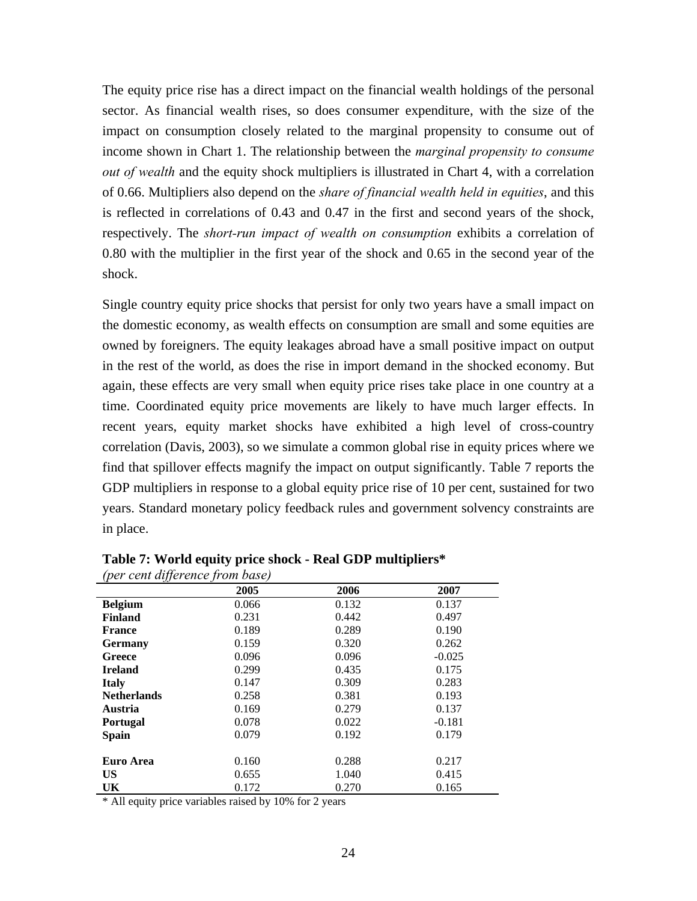The equity price rise has a direct impact on the financial wealth holdings of the personal sector. As financial wealth rises, so does consumer expenditure, with the size of the impact on consumption closely related to the marginal propensity to consume out of income shown in Chart 1. The relationship between the *marginal propensity to consume out of wealth* and the equity shock multipliers is illustrated in Chart 4, with a correlation of 0.66. Multipliers also depend on the *share of financial wealth held in equities*, and this is reflected in correlations of 0.43 and 0.47 in the first and second years of the shock, respectively. The *short-run impact of wealth on consumption* exhibits a correlation of 0.80 with the multiplier in the first year of the shock and 0.65 in the second year of the shock.

Single country equity price shocks that persist for only two years have a small impact on the domestic economy, as wealth effects on consumption are small and some equities are owned by foreigners. The equity leakages abroad have a small positive impact on output in the rest of the world, as does the rise in import demand in the shocked economy. But again, these effects are very small when equity price rises take place in one country at a time. Coordinated equity price movements are likely to have much larger effects. In recent years, equity market shocks have exhibited a high level of cross-country correlation (Davis, 2003), so we simulate a common global rise in equity prices where we find that spillover effects magnify the impact on output significantly. Table 7 reports the GDP multipliers in response to a global equity price rise of 10 per cent, sustained for two years. Standard monetary policy feedback rules and government solvency constraints are in place.

**Table 7: World equity price shock - Real GDP multipliers***

*(per cent difference from base)*

| | 2005 | 2006 | 2007 |
|---|---|---|---|
| **Belgium** | 0.066 | 0.132 | 0.137 |
| **Finland** | 0.231 | 0.442 | 0.497 |
| **France** | 0.189 | 0.289 | 0.190 |
| **Germany** | 0.159 | 0.320 | 0.262 |
| **Greece** | 0.096 | 0.096 | -0.025 |
| **Ireland** | 0.299 | 0.435 | 0.175 |
| **Italy** | 0.147 | 0.309 | 0.283 |
| **Netherlands** | 0.258 | 0.381 | 0.193 |
| **Austria** | 0.169 | 0.279 | 0.137 |
| **Portugal** | 0.078 | 0.022 | -0.181 |
| **Spain** | 0.079 | 0.192 | 0.179 |
| | | | |
| **Euro Area** | 0.160 | 0.288 | 0.217 |
| **US** | 0.655 | 1.040 | 0.415 |
| **UK** | 0.172 | 0.270 | 0.165 |

* All equity price variables raised by 10% for 2 years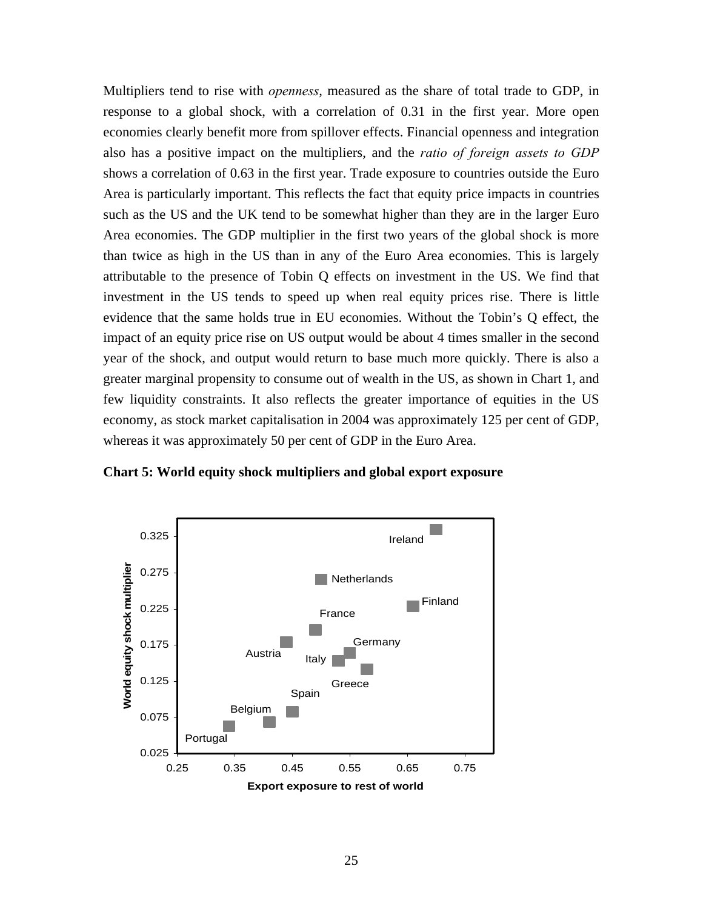Multipliers tend to rise with *openness*, measured as the share of total trade to GDP, in response to a global shock, with a correlation of 0.31 in the first year. More open economies clearly benefit more from spillover effects. Financial openness and integration also has a positive impact on the multipliers, and the *ratio of foreign assets to GDP* shows a correlation of 0.63 in the first year. Trade exposure to countries outside the Euro Area is particularly important. This reflects the fact that equity price impacts in countries such as the US and the UK tend to be somewhat higher than they are in the larger Euro Area economies. The GDP multiplier in the first two years of the global shock is more than twice as high in the US than in any of the Euro Area economies. This is largely attributable to the presence of Tobin Q effects on investment in the US. We find that investment in the US tends to speed up when real equity prices rise. There is little evidence that the same holds true in EU economies. Without the Tobin's Q effect, the impact of an equity price rise on US output would be about 4 times smaller in the second year of the shock, and output would return to base much more quickly. There is also a greater marginal propensity to consume out of wealth in the US, as shown in Chart 1, and few liquidity constraints. It also reflects the greater importance of equities in the US economy, as stock market capitalisation in 2004 was approximately 125 per cent of GDP, whereas it was approximately 50 per cent of GDP in the Euro Area.

**Chart 5: World equity shock multipliers and global export exposure**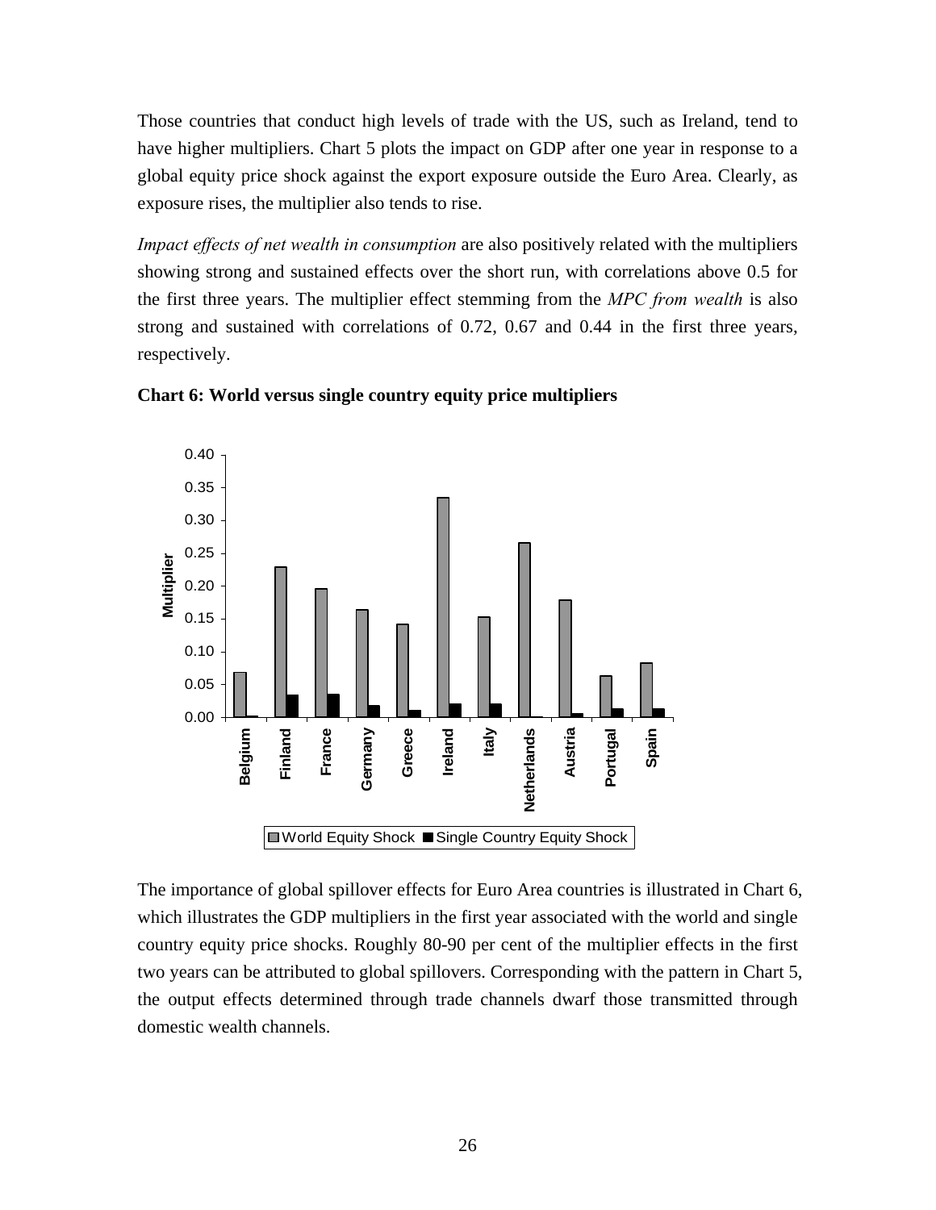Those countries that conduct high levels of trade with the US, such as Ireland, tend to have higher multipliers. Chart 5 plots the impact on GDP after one year in response to a global equity price shock against the export exposure outside the Euro Area. Clearly, as exposure rises, the multiplier also tends to rise.

*Impact effects of net wealth in consumption* are also positively related with the multipliers showing strong and sustained effects over the short run, with correlations above 0.5 for the first three years. The multiplier effect stemming from the *MPC from wealth* is also strong and sustained with correlations of 0.72, 0.67 and 0.44 in the first three years, respectively.

**Chart 6: World versus single country equity price multipliers**

The importance of global spillover effects for Euro Area countries is illustrated in Chart 6, which illustrates the GDP multipliers in the first year associated with the world and single country equity price shocks. Roughly 80-90 per cent of the multiplier effects in the first two years can be attributed to global spillovers. Corresponding with the pattern in Chart 5, the output effects determined through trade channels dwarf those transmitted through domestic wealth channels.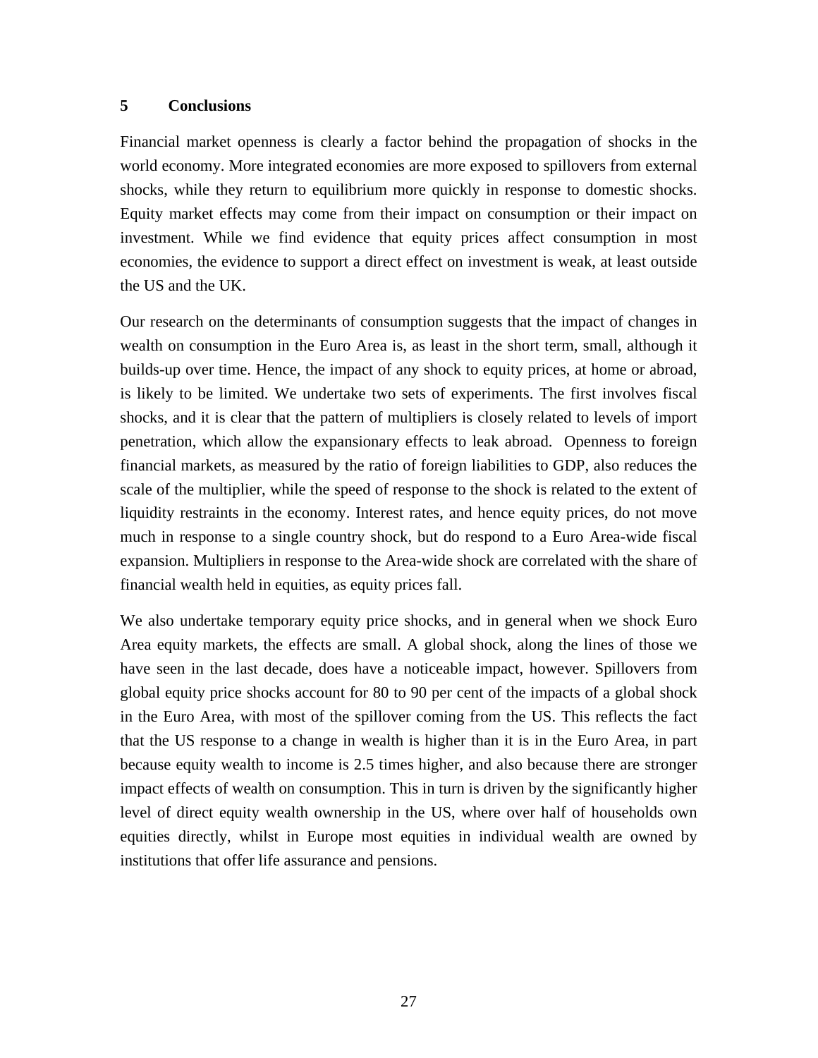## 5 Conclusions

Financial market openness is clearly a factor behind the propagation of shocks in the world economy. More integrated economies are more exposed to spillovers from external shocks, while they return to equilibrium more quickly in response to domestic shocks. Equity market effects may come from their impact on consumption or their impact on investment. While we find evidence that equity prices affect consumption in most economies, the evidence to support a direct effect on investment is weak, at least outside the US and the UK.

Our research on the determinants of consumption suggests that the impact of changes in wealth on consumption in the Euro Area is, as least in the short term, small, although it builds-up over time. Hence, the impact of any shock to equity prices, at home or abroad, is likely to be limited. We undertake two sets of experiments. The first involves fiscal shocks, and it is clear that the pattern of multipliers is closely related to levels of import penetration, which allow the expansionary effects to leak abroad. Openness to foreign financial markets, as measured by the ratio of foreign liabilities to GDP, also reduces the scale of the multiplier, while the speed of response to the shock is related to the extent of liquidity restraints in the economy. Interest rates, and hence equity prices, do not move much in response to a single country shock, but do respond to a Euro Area-wide fiscal expansion. Multipliers in response to the Area-wide shock are correlated with the share of financial wealth held in equities, as equity prices fall.

We also undertake temporary equity price shocks, and in general when we shock Euro Area equity markets, the effects are small. A global shock, along the lines of those we have seen in the last decade, does have a noticeable impact, however. Spillovers from global equity price shocks account for 80 to 90 per cent of the impacts of a global shock in the Euro Area, with most of the spillover coming from the US. This reflects the fact that the US response to a change in wealth is higher than it is in the Euro Area, in part because equity wealth to income is 2.5 times higher, and also because there are stronger impact effects of wealth on consumption. This in turn is driven by the significantly higher level of direct equity wealth ownership in the US, where over half of households own equities directly, whilst in Europe most equities in individual wealth are owned by institutions that offer life assurance and pensions.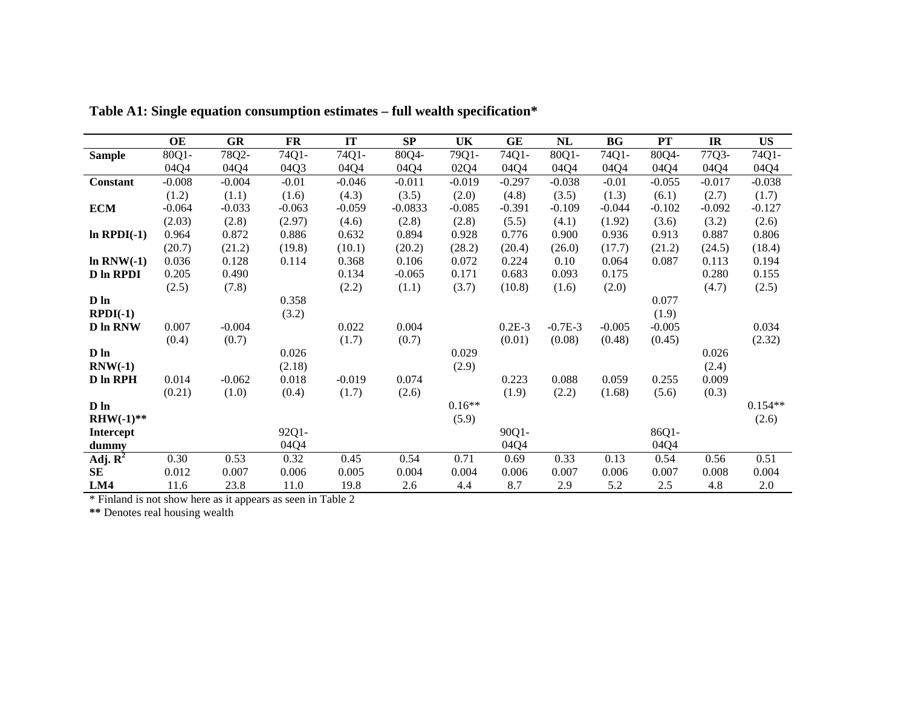**Table A1: Single equation consumption estimates – full wealth specification***

| | OE | GR | FR | IT | SP | UK | GE | NL | BG | PT | IR | US |
|---|---|---|---|---|---|---|---|---|---|---|---|---|
| **Sample** | 80Q1-04Q4 | 78Q2-04Q4 | 74Q1-04Q3 | 74Q1-04Q4 | 80Q4-04Q4 | 79Q1-02Q4 | 74Q1-04Q4 | 80Q1-04Q4 | 74Q1-04Q4 | 80Q4-04Q4 | 77Q3-04Q4 | 74Q1-04Q4 |
| **Constant** | -0.008 | -0.004 | -0.01 | -0.046 | -0.011 | -0.019 | -0.297 | -0.038 | -0.01 | -0.055 | -0.017 | -0.038 |
| | (1.2) | (1.1) | (1.6) | (4.3) | (3.5) | (2.0) | (4.8) | (3.5) | (1.3) | (6.1) | (2.7) | (1.7) |
| **ECM** | -0.064 | -0.033 | -0.063 | -0.059 | -0.0833 | -0.085 | -0.391 | -0.109 | -0.044 | -0.102 | -0.092 | -0.127 |
| | (2.03) | (2.8) | (2.97) | (4.6) | (2.8) | (2.8) | (5.5) | (4.1) | (1.92) | (3.6) | (3.2) | (2.6) |
| **ln RPDI(-1)** | 0.964 | 0.872 | 0.886 | 0.632 | 0.894 | 0.928 | 0.776 | 0.900 | 0.936 | 0.913 | 0.887 | 0.806 |
| | (20.7) | (21.2) | (19.8) | (10.1) | (20.2) | (28.2) | (20.4) | (26.0) | (17.7) | (21.2) | (24.5) | (18.4) |
| **ln RNW(-1)** | 0.036 | 0.128 | 0.114 | 0.368 | 0.106 | 0.072 | 0.224 | 0.10 | 0.064 | 0.087 | 0.113 | 0.194 |
| **D ln RPDI** | 0.205 | 0.490 | | 0.134 | -0.065 | 0.171 | 0.683 | 0.093 | 0.175 | | 0.280 | 0.155 |
| | (2.5) | (7.8) | | (2.2) | (1.1) | (3.7) | (10.8) | (1.6) | (2.0) | | (4.7) | (2.5) |
| **D ln RPDI(-1)** | | | 0.358 | | | | | | | 0.077 | | |
| | | | (3.2) | | | | | | | (1.9) | | |
| **D ln RNW** | 0.007 | -0.004 | | 0.022 | 0.004 | | 0.2E-3 | -0.7E-3 | -0.005 | -0.005 | | 0.034 |
| | (0.4) | (0.7) | | (1.7) | (0.7) | | (0.01) | (0.08) | (0.48) | (0.45) | | (2.32) |
| **D ln RNW(-1)** | | | 0.026 | | | 0.029 | | | | | 0.026 | |
| | | | (2.18) | | | (2.9) | | | | | (2.4) | |
| **D ln RPH** | 0.014 | -0.062 | 0.018 | -0.019 | 0.074 | | 0.223 | 0.088 | 0.059 | 0.255 | 0.009 | |
| | (0.21) | (1.0) | (0.4) | (1.7) | (2.6) | | (1.9) | (2.2) | (1.68) | (5.6) | (0.3) | |
| **D ln RHW(-1)**** | | | | | | 0.16** | | | | | | 0.154** |
| | | | | | | (5.9) | | | | | | (2.6) |
| **Intercept dummy** | | | 92Q1-04Q4 | | | | 90Q1-04Q4 | | | 86Q1-04Q4 | | |
| **Adj. $R^2$** | 0.30 | 0.53 | 0.32 | 0.45 | 0.54 | 0.71 | 0.69 | 0.33 | 0.13 | 0.54 | 0.56 | 0.51 |
| **SE** | 0.012 | 0.007 | 0.006 | 0.005 | 0.004 | 0.004 | 0.006 | 0.007 | 0.006 | 0.007 | 0.008 | 0.004 |
| **LM4** | 11.6 | 23.8 | 11.0 | 19.8 | 2.6 | 4.4 | 8.7 | 2.9 | 5.2 | 2.5 | 4.8 | 2.0 |

* Finland is not show here as it appears as seen in Table 2

** Denotes real housing wealth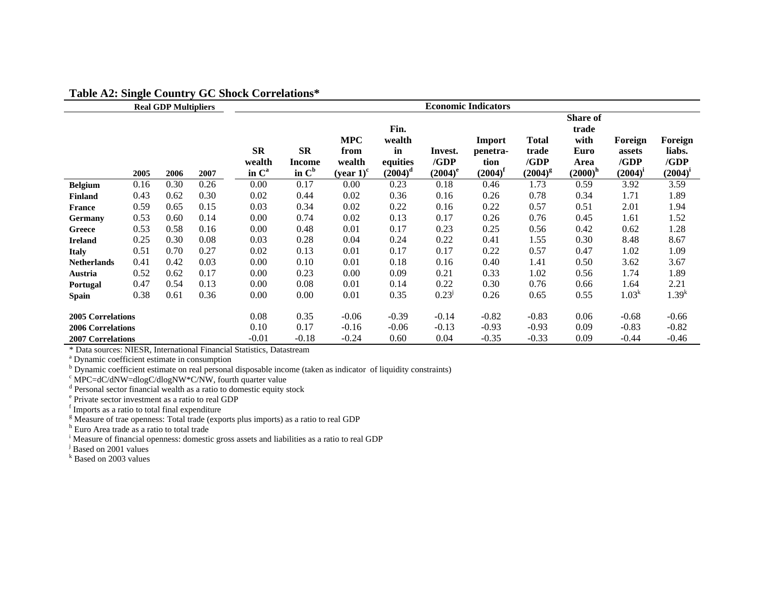## Table A2: Single Country GC Shock Correlations*

| | Real GDP Multipliers | | | Economic Indicators | | | | | | | | | |
|---|---|---|---|---|---|---|---|---|---|---|---|---|---|
| | 2005 | 2006 | 2007 | SR wealth in C[a] | SR Income in C[b] | MPC from wealth (year 1)[c] | Fin. wealth in equities (2004)[d] | Invest. /GDP (2004)[e] | Import penetration (2004)[f] | Total trade /GDP (2004)[g] | Share of trade with Euro Area (2000)[h] | Foreign assets /GDP (2004)[i] | Foreign liabs. /GDP (2004)[i] |
| **Belgium** | 0.16 | 0.30 | 0.26 | 0.00 | 0.17 | 0.00 | 0.23 | 0.18 | 0.46 | 1.73 | 0.59 | 3.92 | 3.59 |
| **Finland** | 0.43 | 0.62 | 0.30 | 0.02 | 0.44 | 0.02 | 0.36 | 0.16 | 0.26 | 0.78 | 0.34 | 1.71 | 1.89 |
| **France** | 0.59 | 0.65 | 0.15 | 0.03 | 0.34 | 0.02 | 0.22 | 0.16 | 0.22 | 0.57 | 0.51 | 2.01 | 1.94 |
| **Germany** | 0.53 | 0.60 | 0.14 | 0.00 | 0.74 | 0.02 | 0.13 | 0.17 | 0.26 | 0.76 | 0.45 | 1.61 | 1.52 |
| **Greece** | 0.53 | 0.58 | 0.16 | 0.00 | 0.48 | 0.01 | 0.17 | 0.23 | 0.25 | 0.56 | 0.42 | 0.62 | 1.28 |
| **Ireland** | 0.25 | 0.30 | 0.08 | 0.03 | 0.28 | 0.04 | 0.24 | 0.22 | 0.41 | 1.55 | 0.30 | 8.48 | 8.67 |
| **Italy** | 0.51 | 0.70 | 0.27 | 0.02 | 0.13 | 0.01 | 0.17 | 0.17 | 0.22 | 0.57 | 0.47 | 1.02 | 1.09 |
| **Netherlands** | 0.41 | 0.42 | 0.03 | 0.00 | 0.10 | 0.01 | 0.18 | 0.16 | 0.40 | 1.41 | 0.50 | 3.62 | 3.67 |
| **Austria** | 0.52 | 0.62 | 0.17 | 0.00 | 0.23 | 0.00 | 0.09 | 0.21 | 0.33 | 1.02 | 0.56 | 1.74 | 1.89 |
| **Portugal** | 0.47 | 0.54 | 0.13 | 0.00 | 0.08 | 0.01 | 0.14 | 0.22 | 0.30 | 0.76 | 0.66 | 1.64 | 2.21 |
| **Spain** | 0.38 | 0.61 | 0.36 | 0.00 | 0.00 | 0.01 | 0.35 | 0.23[j] | 0.26 | 0.65 | 0.55 | 1.03[k] | 1.39[k] |
| **2005 Correlations** | | | | 0.08 | 0.35 | -0.06 | -0.39 | -0.14 | -0.82 | -0.83 | 0.06 | -0.68 | -0.66 |
| **2006 Correlations** | | | | 0.10 | 0.17 | -0.16 | -0.06 | -0.13 | -0.93 | -0.93 | 0.09 | -0.83 | -0.82 |
| **2007 Correlations** | | | | -0.01 | -0.18 | -0.24 | 0.60 | 0.04 | -0.35 | -0.33 | 0.09 | -0.44 | -0.46 |

\* Data sources: NIESR, International Financial Statistics, Datastream

[a] Dynamic coefficient estimate in consumption

[b] Dynamic coefficient estimate on real personal disposable income (taken as indicator of liquidity constraints)

[c] MPC=dC/dNW=dlogC/dlogNW*C/NW, fourth quarter value

[d] Personal sector financial wealth as a ratio to domestic equity stock

[e] Private sector investment as a ratio to real GDP

[f] Imports as a ratio to total final expenditure

[g] Measure of trae openness: Total trade (exports plus imports) as a ratio to real GDP

[h] Euro Area trade as a ratio to total trade

[i] Measure of financial openness: domestic gross assets and liabilities as a ratio to real GDP

[j] Based on 2001 values

[k] Based on 2003 values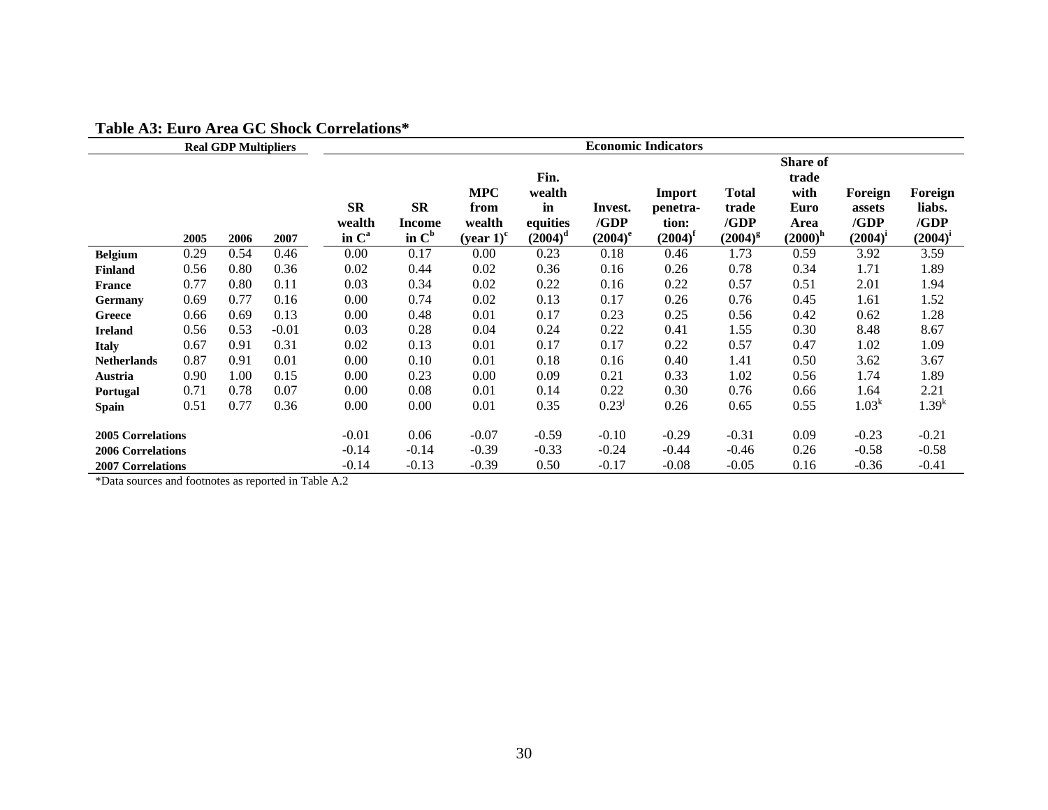**Table A3: Euro Area GC Shock Correlations***

| | Real GDP Multipliers | | | Economic Indicators | | | | | | | | | |
|---|---|---|---|---|---|---|---|---|---|---|---|---|---|
| | 2005 | 2006 | 2007 | SR wealth in C[a] | SR Income in C[b] | MPC from wealth (year 1)[c] | Fin. wealth in equities (2004)[d] | Invest. /GDP (2004)[e] | Import penetra-tion: (2004)[f] | Total trade /GDP (2004)[g] | Share of trade with Euro Area (2000)[h] | Foreign assets /GDP (2004)[i] | Foreign liabs. /GDP (2004)[i] |
| **Belgium** | 0.29 | 0.54 | 0.46 | 0.00 | 0.17 | 0.00 | 0.23 | 0.18 | 0.46 | 1.73 | 0.59 | 3.92 | 3.59 |
| **Finland** | 0.56 | 0.80 | 0.36 | 0.02 | 0.44 | 0.02 | 0.36 | 0.16 | 0.26 | 0.78 | 0.34 | 1.71 | 1.89 |
| **France** | 0.77 | 0.80 | 0.11 | 0.03 | 0.34 | 0.02 | 0.22 | 0.16 | 0.22 | 0.57 | 0.51 | 2.01 | 1.94 |
| **Germany** | 0.69 | 0.77 | 0.16 | 0.00 | 0.74 | 0.02 | 0.13 | 0.17 | 0.26 | 0.76 | 0.45 | 1.61 | 1.52 |
| **Greece** | 0.66 | 0.69 | 0.13 | 0.00 | 0.48 | 0.01 | 0.17 | 0.23 | 0.25 | 0.56 | 0.42 | 0.62 | 1.28 |
| **Ireland** | 0.56 | 0.53 | -0.01 | 0.03 | 0.28 | 0.04 | 0.24 | 0.22 | 0.41 | 1.55 | 0.30 | 8.48 | 8.67 |
| **Italy** | 0.67 | 0.91 | 0.31 | 0.02 | 0.13 | 0.01 | 0.17 | 0.17 | 0.22 | 0.57 | 0.47 | 1.02 | 1.09 |
| **Netherlands** | 0.87 | 0.91 | 0.01 | 0.00 | 0.10 | 0.01 | 0.18 | 0.16 | 0.40 | 1.41 | 0.50 | 3.62 | 3.67 |
| **Austria** | 0.90 | 1.00 | 0.15 | 0.00 | 0.23 | 0.00 | 0.09 | 0.21 | 0.33 | 1.02 | 0.56 | 1.74 | 1.89 |
| **Portugal** | 0.71 | 0.78 | 0.07 | 0.00 | 0.08 | 0.01 | 0.14 | 0.22 | 0.30 | 0.76 | 0.66 | 1.64 | 2.21 |
| **Spain** | 0.51 | 0.77 | 0.36 | 0.00 | 0.00 | 0.01 | 0.35 | 0.23[j] | 0.26 | 0.65 | 0.55 | 1.03[k] | 1.39[k] |
| **2005 Correlations** | | | | -0.01 | 0.06 | -0.07 | -0.59 | -0.10 | -0.29 | -0.31 | 0.09 | -0.23 | -0.21 |
| **2006 Correlations** | | | | -0.14 | -0.14 | -0.39 | -0.33 | -0.24 | -0.44 | -0.46 | 0.26 | -0.58 | -0.58 |
| **2007 Correlations** | | | | -0.14 | -0.13 | -0.39 | 0.50 | -0.17 | -0.08 | -0.05 | 0.16 | -0.36 | -0.41 |

*Data sources and footnotes as reported in Table A.2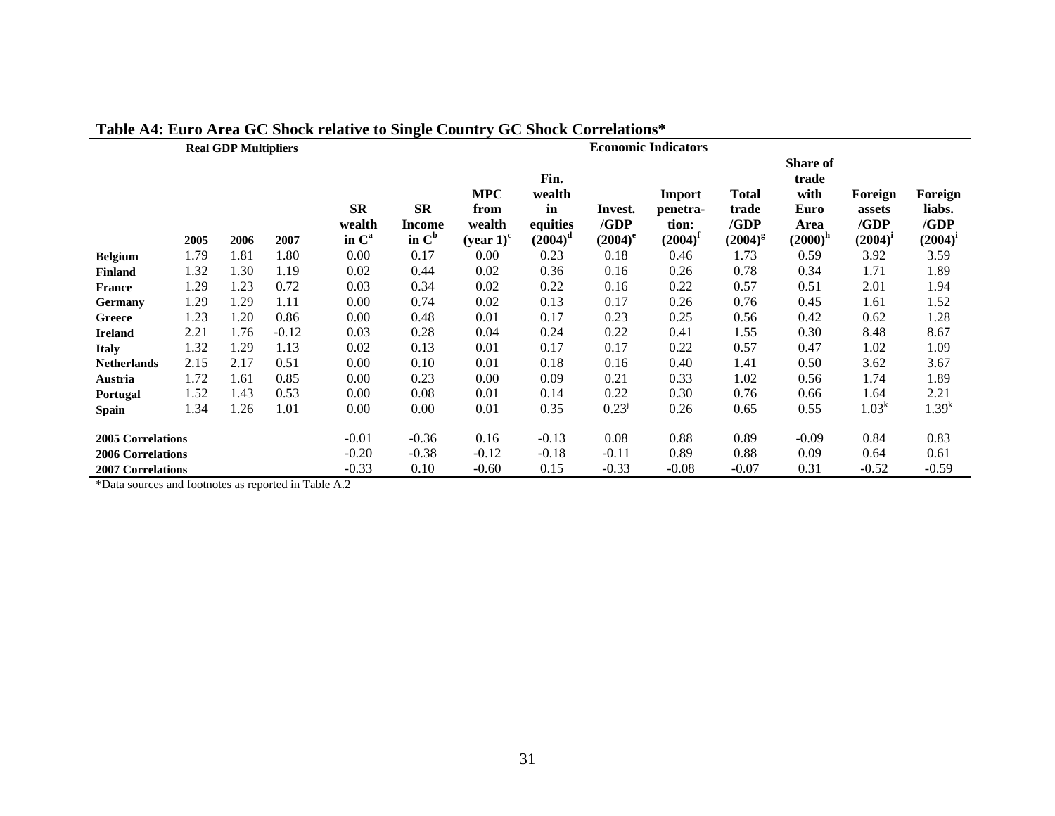**Table A4: Euro Area GC Shock relative to Single Country GC Shock Correlations***

| | Real GDP Multipliers | | | Economic Indicators | | | | | | | | | |
|---|---|---|---|---|---|---|---|---|---|---|---|---|---|
| | 2005 | 2006 | 2007 | SR wealth in C[a] | SR Income in C[b] | MPC from wealth (year 1)[c] | Fin. wealth in equities (2004)[d] | Invest. /GDP (2004)[e] | Import penetra-tion: (2004)[f] | Total trade /GDP (2004)[g] | Share of trade with Euro Area (2000)[h] | Foreign assets /GDP (2004)[i] | Foreign liabs. /GDP (2004)[i] |
| **Belgium** | 1.79 | 1.81 | 1.80 | 0.00 | 0.17 | 0.00 | 0.23 | 0.18 | 0.46 | 1.73 | 0.59 | 3.92 | 3.59 |
| **Finland** | 1.32 | 1.30 | 1.19 | 0.02 | 0.44 | 0.02 | 0.36 | 0.16 | 0.26 | 0.78 | 0.34 | 1.71 | 1.89 |
| **France** | 1.29 | 1.23 | 0.72 | 0.03 | 0.34 | 0.02 | 0.22 | 0.16 | 0.22 | 0.57 | 0.51 | 2.01 | 1.94 |
| **Germany** | 1.29 | 1.29 | 1.11 | 0.00 | 0.74 | 0.02 | 0.13 | 0.17 | 0.26 | 0.76 | 0.45 | 1.61 | 1.52 |
| **Greece** | 1.23 | 1.20 | 0.86 | 0.00 | 0.48 | 0.01 | 0.17 | 0.23 | 0.25 | 0.56 | 0.42 | 0.62 | 1.28 |
| **Ireland** | 2.21 | 1.76 | -0.12 | 0.03 | 0.28 | 0.04 | 0.24 | 0.22 | 0.41 | 1.55 | 0.30 | 8.48 | 8.67 |
| **Italy** | 1.32 | 1.29 | 1.13 | 0.02 | 0.13 | 0.01 | 0.17 | 0.17 | 0.22 | 0.57 | 0.47 | 1.02 | 1.09 |
| **Netherlands** | 2.15 | 2.17 | 0.51 | 0.00 | 0.10 | 0.01 | 0.18 | 0.16 | 0.40 | 1.41 | 0.50 | 3.62 | 3.67 |
| **Austria** | 1.72 | 1.61 | 0.85 | 0.00 | 0.23 | 0.00 | 0.09 | 0.21 | 0.33 | 1.02 | 0.56 | 1.74 | 1.89 |
| **Portugal** | 1.52 | 1.43 | 0.53 | 0.00 | 0.08 | 0.01 | 0.14 | 0.22 | 0.30 | 0.76 | 0.66 | 1.64 | 2.21 |
| **Spain** | 1.34 | 1.26 | 1.01 | 0.00 | 0.00 | 0.01 | 0.35 | 0.23[j] | 0.26 | 0.65 | 0.55 | 1.03[k] | 1.39[k] |
| **2005 Correlations** | | | | -0.01 | -0.36 | 0.16 | -0.13 | 0.08 | 0.88 | 0.89 | -0.09 | 0.84 | 0.83 |
| **2006 Correlations** | | | | -0.20 | -0.38 | -0.12 | -0.18 | -0.11 | 0.89 | 0.88 | 0.09 | 0.64 | 0.61 |
| **2007 Correlations** | | | | -0.33 | 0.10 | -0.60 | 0.15 | -0.33 | -0.08 | -0.07 | 0.31 | -0.52 | -0.59 |

*Data sources and footnotes as reported in Table A.2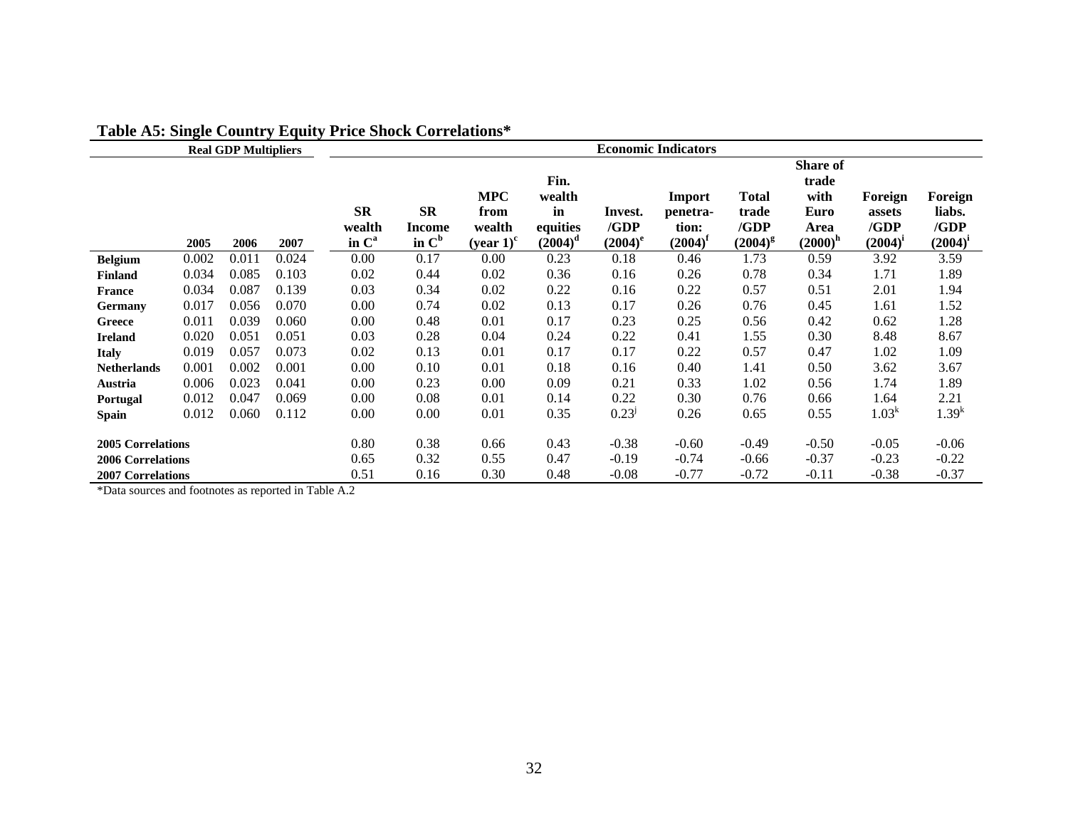**Table A5: Single Country Equity Price Shock Correlations***

| | Real GDP Multipliers | | | Economic Indicators | | | | | | | | | |
|---|---|---|---|---|---|---|---|---|---|---|---|---|---|
| | 2005 | 2006 | 2007 | SR wealth in C[a] | SR Income in C[b] | MPC from wealth (year 1)[c] | Fin. wealth in equities (2004)[d] | Invest. /GDP (2004)[e] | Import penetra-tion: (2004)[f] | Total trade /GDP (2004)[g] | Share of trade with Euro Area (2000)[h] | Foreign assets /GDP (2004)[i] | Foreign liabs. /GDP (2004)[i] |
| **Belgium** | 0.002 | 0.011 | 0.024 | 0.00 | 0.17 | 0.00 | 0.23 | 0.18 | 0.46 | 1.73 | 0.59 | 3.92 | 3.59 |
| **Finland** | 0.034 | 0.085 | 0.103 | 0.02 | 0.44 | 0.02 | 0.36 | 0.16 | 0.26 | 0.78 | 0.34 | 1.71 | 1.89 |
| **France** | 0.034 | 0.087 | 0.139 | 0.03 | 0.34 | 0.02 | 0.22 | 0.16 | 0.22 | 0.57 | 0.51 | 2.01 | 1.94 |
| **Germany** | 0.017 | 0.056 | 0.070 | 0.00 | 0.74 | 0.02 | 0.13 | 0.17 | 0.26 | 0.76 | 0.45 | 1.61 | 1.52 |
| **Greece** | 0.011 | 0.039 | 0.060 | 0.00 | 0.48 | 0.01 | 0.17 | 0.23 | 0.25 | 0.56 | 0.42 | 0.62 | 1.28 |
| **Ireland** | 0.020 | 0.051 | 0.051 | 0.03 | 0.28 | 0.04 | 0.24 | 0.22 | 0.41 | 1.55 | 0.30 | 8.48 | 8.67 |
| **Italy** | 0.019 | 0.057 | 0.073 | 0.02 | 0.13 | 0.01 | 0.17 | 0.17 | 0.22 | 0.57 | 0.47 | 1.02 | 1.09 |
| **Netherlands** | 0.001 | 0.002 | 0.001 | 0.00 | 0.10 | 0.01 | 0.18 | 0.16 | 0.40 | 1.41 | 0.50 | 3.62 | 3.67 |
| **Austria** | 0.006 | 0.023 | 0.041 | 0.00 | 0.23 | 0.00 | 0.09 | 0.21 | 0.33 | 1.02 | 0.56 | 1.74 | 1.89 |
| **Portugal** | 0.012 | 0.047 | 0.069 | 0.00 | 0.08 | 0.01 | 0.14 | 0.22 | 0.30 | 0.76 | 0.66 | 1.64 | 2.21 |
| **Spain** | 0.012 | 0.060 | 0.112 | 0.00 | 0.00 | 0.01 | 0.35 | 0.23[j] | 0.26 | 0.65 | 0.55 | 1.03[k] | 1.39[k] |
| **2005 Correlations** | | | | 0.80 | 0.38 | 0.66 | 0.43 | -0.38 | -0.60 | -0.49 | -0.50 | -0.05 | -0.06 |
| **2006 Correlations** | | | | 0.65 | 0.32 | 0.55 | 0.47 | -0.19 | -0.74 | -0.66 | -0.37 | -0.23 | -0.22 |
| **2007 Correlations** | | | | 0.51 | 0.16 | 0.30 | 0.48 | -0.08 | -0.77 | -0.72 | -0.11 | -0.38 | -0.37 |

*Data sources and footnotes as reported in Table A.2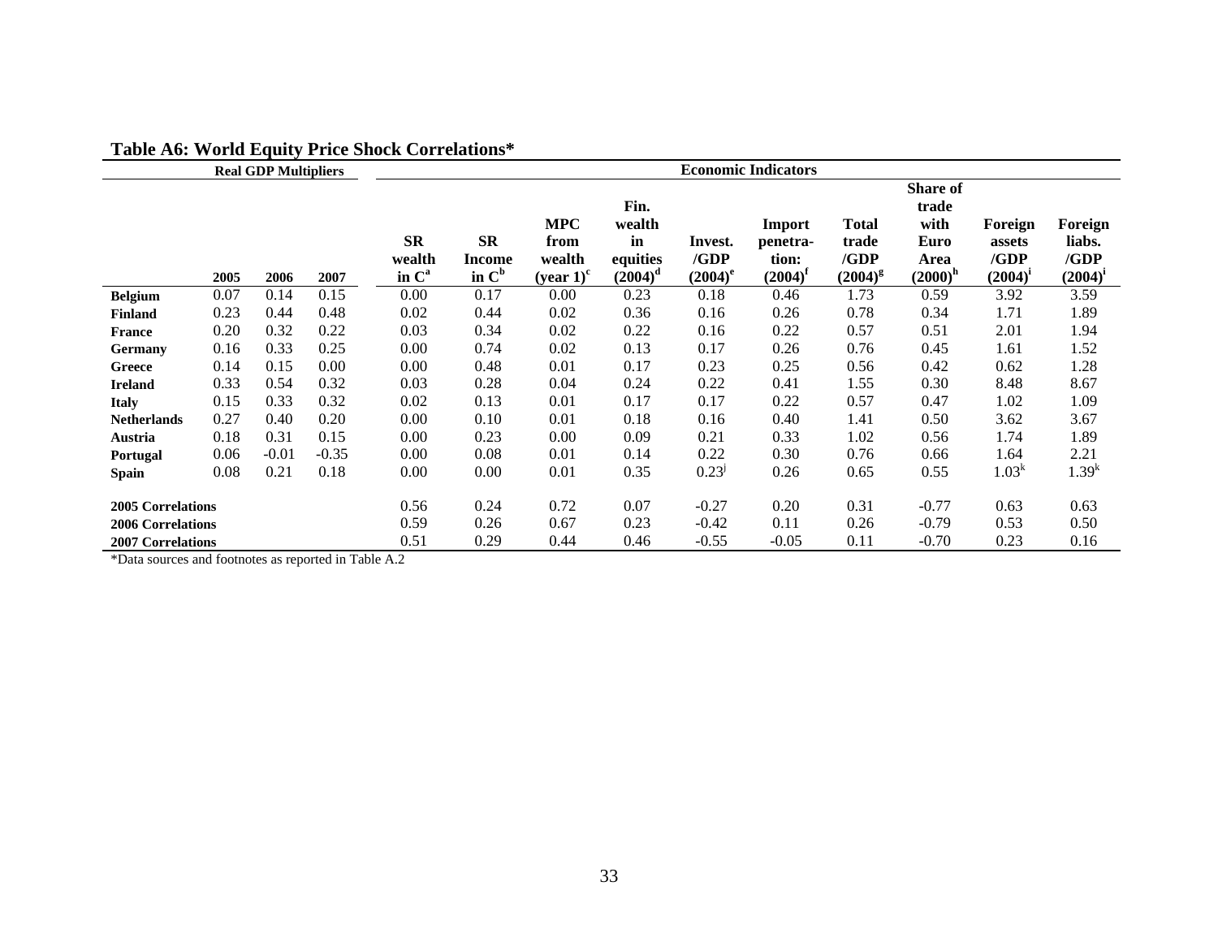**Table A6: World Equity Price Shock Correlations***

| | Real GDP Multipliers | | | Economic Indicators | | | | | | | | | |
|---|---|---|---|---|---|---|---|---|---|---|---|---|---|
| | 2005 | 2006 | 2007 | SR wealth in C[a] | SR Income in C[b] | MPC from wealth (year 1)[c] | Fin. wealth in equities (2004)[d] | Invest. /GDP (2004)[e] | Import penetra-tion: (2004)[f] | Total trade /GDP (2004)[g] | Share of trade with Euro Area (2000)[h] | Foreign assets /GDP (2004)[i] | Foreign liabs. /GDP (2004)[i] |
| **Belgium** | 0.07 | 0.14 | 0.15 | 0.00 | 0.17 | 0.00 | 0.23 | 0.18 | 0.46 | 1.73 | 0.59 | 3.92 | 3.59 |
| **Finland** | 0.23 | 0.44 | 0.48 | 0.02 | 0.44 | 0.02 | 0.36 | 0.16 | 0.26 | 0.78 | 0.34 | 1.71 | 1.89 |
| **France** | 0.20 | 0.32 | 0.22 | 0.03 | 0.34 | 0.02 | 0.22 | 0.16 | 0.22 | 0.57 | 0.51 | 2.01 | 1.94 |
| **Germany** | 0.16 | 0.33 | 0.25 | 0.00 | 0.74 | 0.02 | 0.13 | 0.17 | 0.26 | 0.76 | 0.45 | 1.61 | 1.52 |
| **Greece** | 0.14 | 0.15 | 0.00 | 0.00 | 0.48 | 0.01 | 0.17 | 0.23 | 0.25 | 0.56 | 0.42 | 0.62 | 1.28 |
| **Ireland** | 0.33 | 0.54 | 0.32 | 0.03 | 0.28 | 0.04 | 0.24 | 0.22 | 0.41 | 1.55 | 0.30 | 8.48 | 8.67 |
| **Italy** | 0.15 | 0.33 | 0.32 | 0.02 | 0.13 | 0.01 | 0.17 | 0.17 | 0.22 | 0.57 | 0.47 | 1.02 | 1.09 |
| **Netherlands** | 0.27 | 0.40 | 0.20 | 0.00 | 0.10 | 0.01 | 0.18 | 0.16 | 0.40 | 1.41 | 0.50 | 3.62 | 3.67 |
| **Austria** | 0.18 | 0.31 | 0.15 | 0.00 | 0.23 | 0.00 | 0.09 | 0.21 | 0.33 | 1.02 | 0.56 | 1.74 | 1.89 |
| **Portugal** | 0.06 | -0.01 | -0.35 | 0.00 | 0.08 | 0.01 | 0.14 | 0.22 | 0.30 | 0.76 | 0.66 | 1.64 | 2.21 |
| **Spain** | 0.08 | 0.21 | 0.18 | 0.00 | 0.00 | 0.01 | 0.35 | 0.23[j] | 0.26 | 0.65 | 0.55 | 1.03[k] | 1.39[k] |
| **2005 Correlations** | | | | 0.56 | 0.24 | 0.72 | 0.07 | -0.27 | 0.20 | 0.31 | -0.77 | 0.63 | 0.63 |
| **2006 Correlations** | | | | 0.59 | 0.26 | 0.67 | 0.23 | -0.42 | 0.11 | 0.26 | -0.79 | 0.53 | 0.50 |
| **2007 Correlations** | | | | 0.51 | 0.29 | 0.44 | 0.46 | -0.55 | -0.05 | 0.11 | -0.70 | 0.23 | 0.16 |

*Data sources and footnotes as reported in Table A.2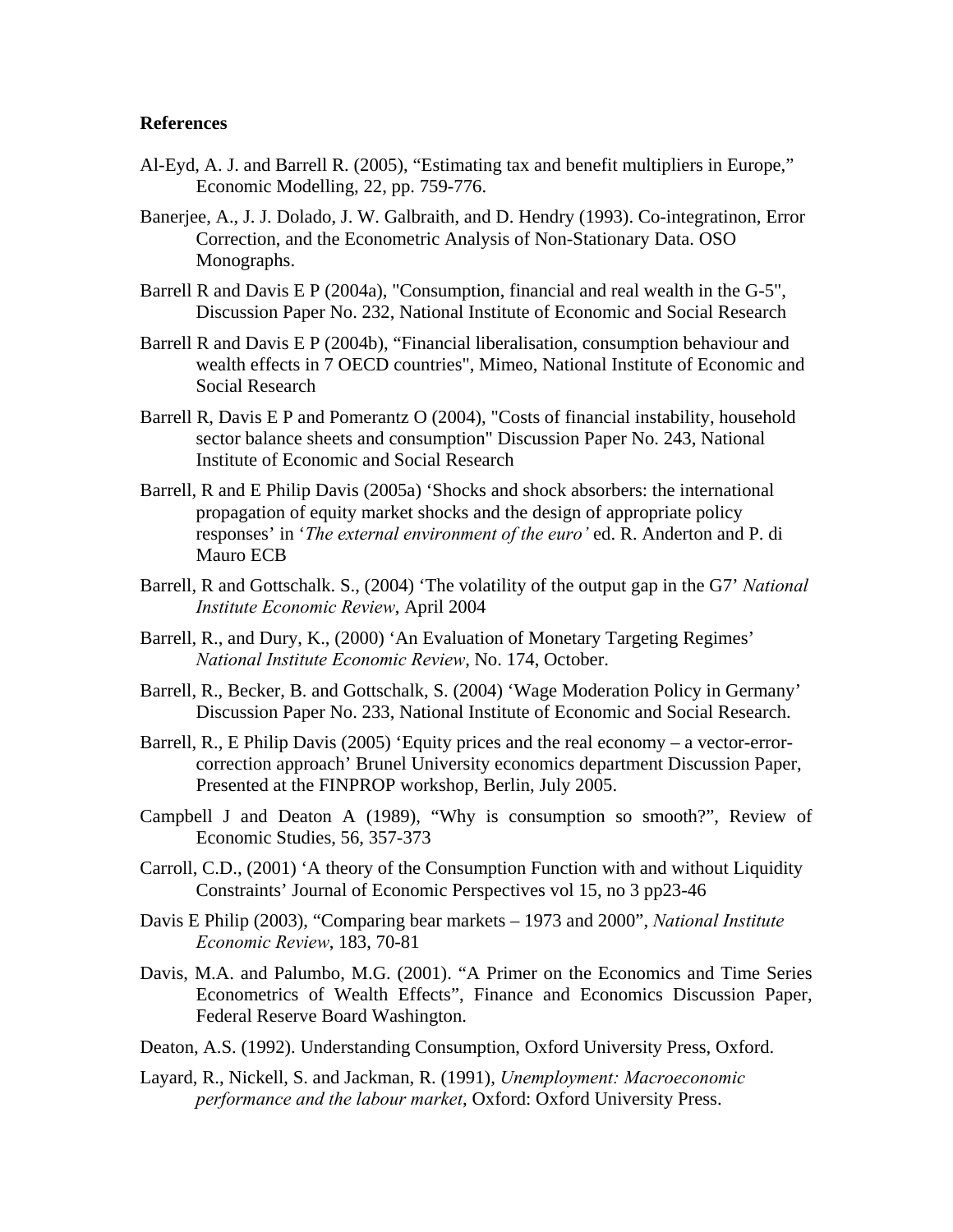**References**

Al-Eyd, A. J. and Barrell R. (2005), "Estimating tax and benefit multipliers in Europe," Economic Modelling, 22, pp. 759-776.

Banerjee, A., J. J. Dolado, J. W. Galbraith, and D. Hendry (1993). Co-integratinon, Error Correction, and the Econometric Analysis of Non-Stationary Data. OSO Monographs.

Barrell R and Davis E P (2004a), "Consumption, financial and real wealth in the G-5", Discussion Paper No. 232, National Institute of Economic and Social Research

Barrell R and Davis E P (2004b), "Financial liberalisation, consumption behaviour and wealth effects in 7 OECD countries", Mimeo, National Institute of Economic and Social Research

Barrell R, Davis E P and Pomerantz O (2004), "Costs of financial instability, household sector balance sheets and consumption" Discussion Paper No. 243, National Institute of Economic and Social Research

Barrell, R and E Philip Davis (2005a) 'Shocks and shock absorbers: the international propagation of equity market shocks and the design of appropriate policy responses' in '*The external environment of the euro'* ed. R. Anderton and P. di Mauro ECB

Barrell, R and Gottschalk. S., (2004) 'The volatility of the output gap in the G7' *National Institute Economic Review*, April 2004

Barrell, R., and Dury, K., (2000) 'An Evaluation of Monetary Targeting Regimes' *National Institute Economic Review*, No. 174, October.

Barrell, R., Becker, B. and Gottschalk, S. (2004) 'Wage Moderation Policy in Germany' Discussion Paper No. 233, National Institute of Economic and Social Research.

Barrell, R., E Philip Davis (2005) 'Equity prices and the real economy – a vector-error-correction approach' Brunel University economics department Discussion Paper, Presented at the FINPROP workshop, Berlin, July 2005.

Campbell J and Deaton A (1989), "Why is consumption so smooth?", Review of Economic Studies, 56, 357-373

Carroll, C.D., (2001) 'A theory of the Consumption Function with and without Liquidity Constraints' Journal of Economic Perspectives vol 15, no 3 pp23-46

Davis E Philip (2003), "Comparing bear markets – 1973 and 2000", *National Institute Economic Review*, 183, 70-81

Davis, M.A. and Palumbo, M.G. (2001). "A Primer on the Economics and Time Series Econometrics of Wealth Effects", Finance and Economics Discussion Paper, Federal Reserve Board Washington.

Deaton, A.S. (1992). Understanding Consumption, Oxford University Press, Oxford.

Layard, R., Nickell, S. and Jackman, R. (1991), *Unemployment: Macroeconomic performance and the labour market*, Oxford: Oxford University Press.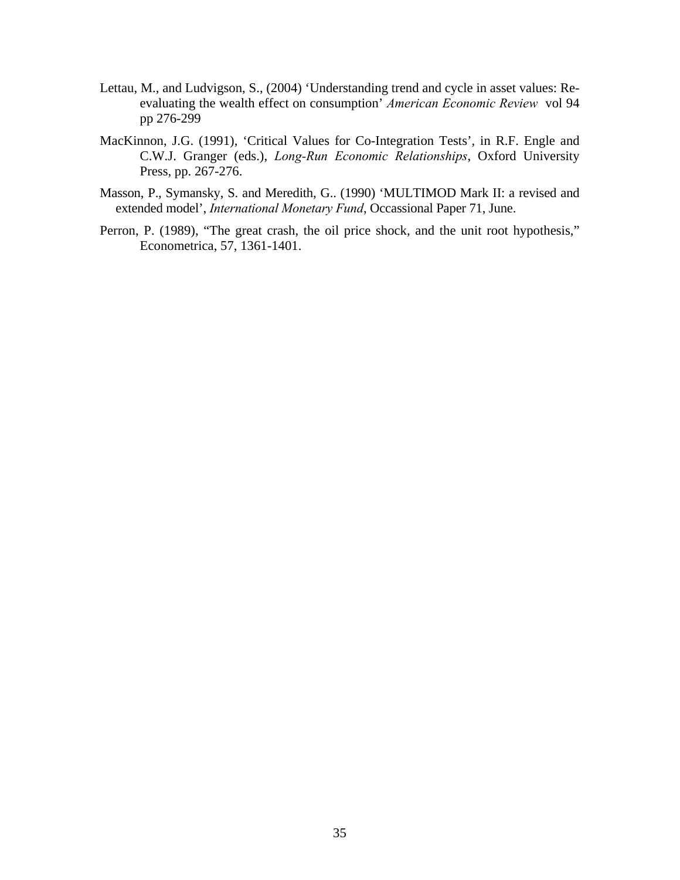Lettau, M., and Ludvigson, S., (2004) 'Understanding trend and cycle in asset values: Re-evaluating the wealth effect on consumption' *American Economic Review* vol 94 pp 276-299

MacKinnon, J.G. (1991), 'Critical Values for Co-Integration Tests', in R.F. Engle and C.W.J. Granger (eds.), *Long-Run Economic Relationships*, Oxford University Press, pp. 267-276.

Masson, P., Symansky, S. and Meredith, G.. (1990) 'MULTIMOD Mark II: a revised and extended model', *International Monetary Fund*, Occassional Paper 71, June.

Perron, P. (1989), "The great crash, the oil price shock, and the unit root hypothesis," Econometrica, 57, 1361-1401.